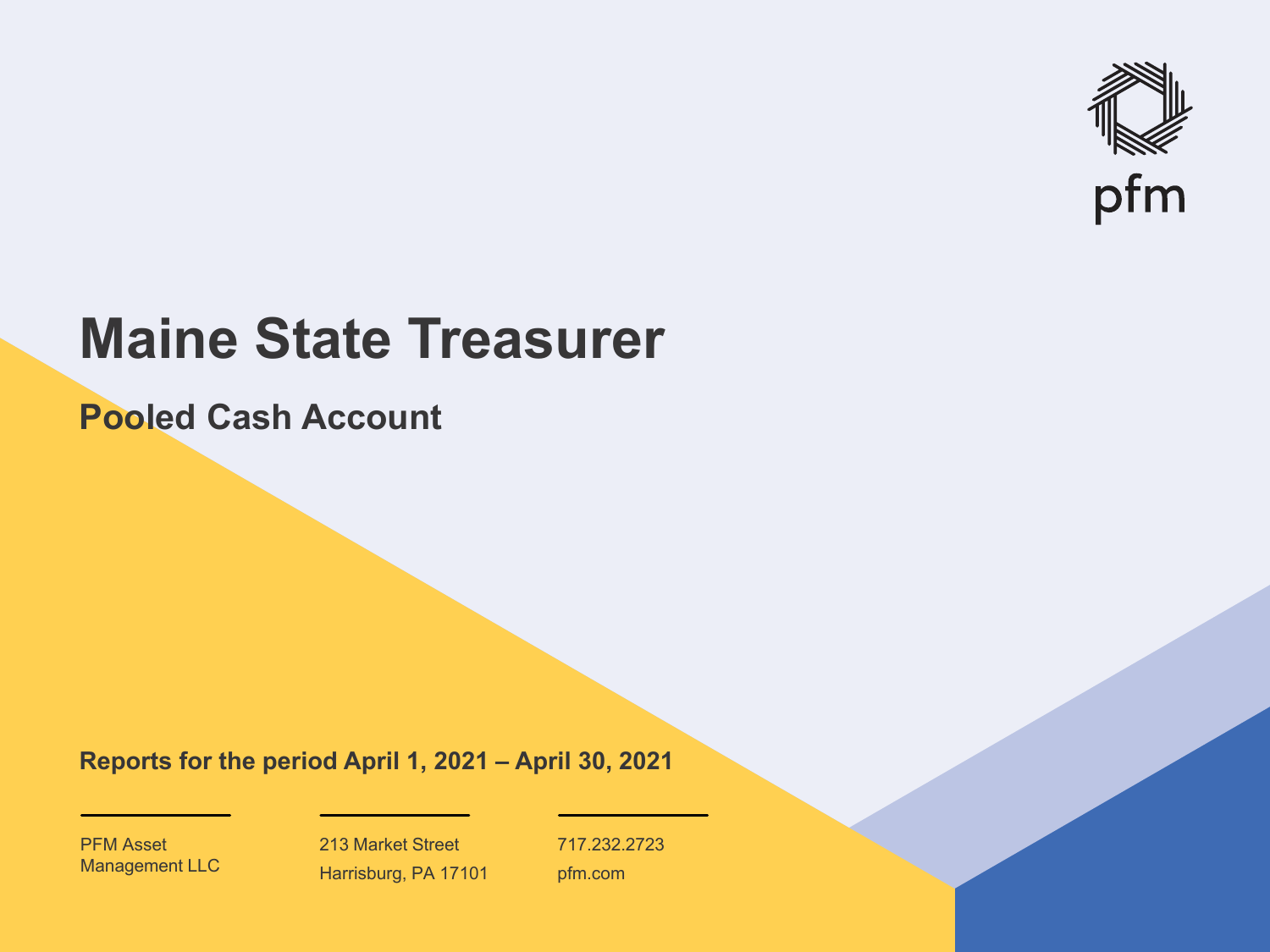pfm

# Maine State Treasurer

## Pooled Cash Account

**Reports for the period April 1, 2021 – April 30, 2021**

PFM Asset Management LLC

213 Market Street
Harrisburg, PA 17101

717.232.2723
pfm.com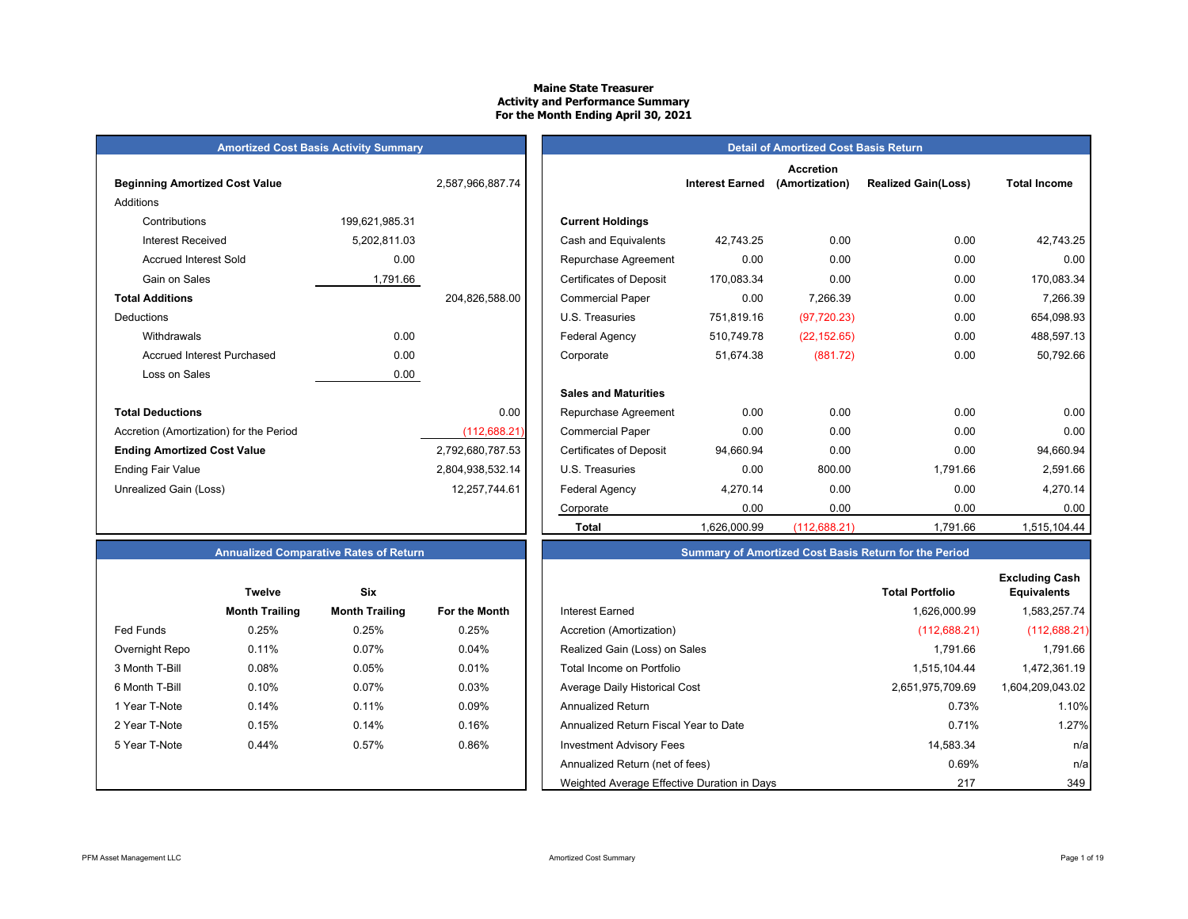# Maine State Treasurer
## Activity and Performance Summary
### For the Month Ending April 30, 2021

## Amortized Cost Basis Activity Summary

| | | |
|---|---|---|
| **Beginning Amortized Cost Value** | | 2,587,966,887.74 |
| Additions | | |
| Contributions | 199,621,985.31 | |
| Interest Received | 5,202,811.03 | |
| Accrued Interest Sold | 0.00 | |
| Gain on Sales | 1,791.66 | |
| **Total Additions** | | 204,826,588.00 |
| Deductions | | |
| Withdrawals | 0.00 | |
| Accrued Interest Purchased | 0.00 | |
| Loss on Sales | 0.00 | |
| **Total Deductions** | | 0.00 |
| Accretion (Amortization) for the Period | | (112,688.21) |
| **Ending Amortized Cost Value** | | 2,792,680,787.53 |
| Ending Fair Value | | 2,804,938,532.14 |
| Unrealized Gain (Loss) | | 12,257,744.61 |

## Detail of Amortized Cost Basis Return

| | Interest Earned | Accretion (Amortization) | Realized Gain(Loss) | Total Income |
|---|---|---|---|---|
| **Current Holdings** | | | | |
| Cash and Equivalents | 42,743.25 | 0.00 | 0.00 | 42,743.25 |
| Repurchase Agreement | 0.00 | 0.00 | 0.00 | 0.00 |
| Certificates of Deposit | 170,083.34 | 0.00 | 0.00 | 170,083.34 |
| Commercial Paper | 0.00 | 7,266.39 | 0.00 | 7,266.39 |
| U.S. Treasuries | 751,819.16 | (97,720.23) | 0.00 | 654,098.93 |
| Federal Agency | 510,749.78 | (22,152.65) | 0.00 | 488,597.13 |
| Corporate | 51,674.38 | (881.72) | 0.00 | 50,792.66 |
| **Sales and Maturities** | | | | |
| Repurchase Agreement | 0.00 | 0.00 | 0.00 | 0.00 |
| Commercial Paper | 0.00 | 0.00 | 0.00 | 0.00 |
| Certificates of Deposit | 94,660.94 | 0.00 | 0.00 | 94,660.94 |
| U.S. Treasuries | 0.00 | 800.00 | 1,791.66 | 2,591.66 |
| Federal Agency | 4,270.14 | 0.00 | 0.00 | 4,270.14 |
| Corporate | 0.00 | 0.00 | 0.00 | 0.00 |
| **Total** | 1,626,000.99 | (112,688.21) | 1,791.66 | 1,515,104.44 |

## Annualized Comparative Rates of Return

| | Twelve Month Trailing | Six Month Trailing | For the Month |
|---|---|---|---|
| Fed Funds | 0.25% | 0.25% | 0.25% |
| Overnight Repo | 0.11% | 0.07% | 0.04% |
| 3 Month T-Bill | 0.08% | 0.05% | 0.01% |
| 6 Month T-Bill | 0.10% | 0.07% | 0.03% |
| 1 Year T-Note | 0.14% | 0.11% | 0.09% |
| 2 Year T-Note | 0.15% | 0.14% | 0.16% |
| 5 Year T-Note | 0.44% | 0.57% | 0.86% |

## Summary of Amortized Cost Basis Return for the Period

| | Total Portfolio | Excluding Cash Equivalents |
|---|---|---|
| Interest Earned | 1,626,000.99 | 1,583,257.74 |
| Accretion (Amortization) | (112,688.21) | (112,688.21) |
| Realized Gain (Loss) on Sales | 1,791.66 | 1,791.66 |
| Total Income on Portfolio | 1,515,104.44 | 1,472,361.19 |
| Average Daily Historical Cost | 2,651,975,709.69 | 1,604,209,043.02 |
| Annualized Return | 0.73% | 1.10% |
| Annualized Return Fiscal Year to Date | 0.71% | 1.27% |
| Investment Advisory Fees | 14,583.34 | n/a |
| Annualized Return (net of fees) | 0.69% | n/a |
| Weighted Average Effective Duration in Days | 217 | 349 |

PFM Asset Management LLC — Amortized Cost Summary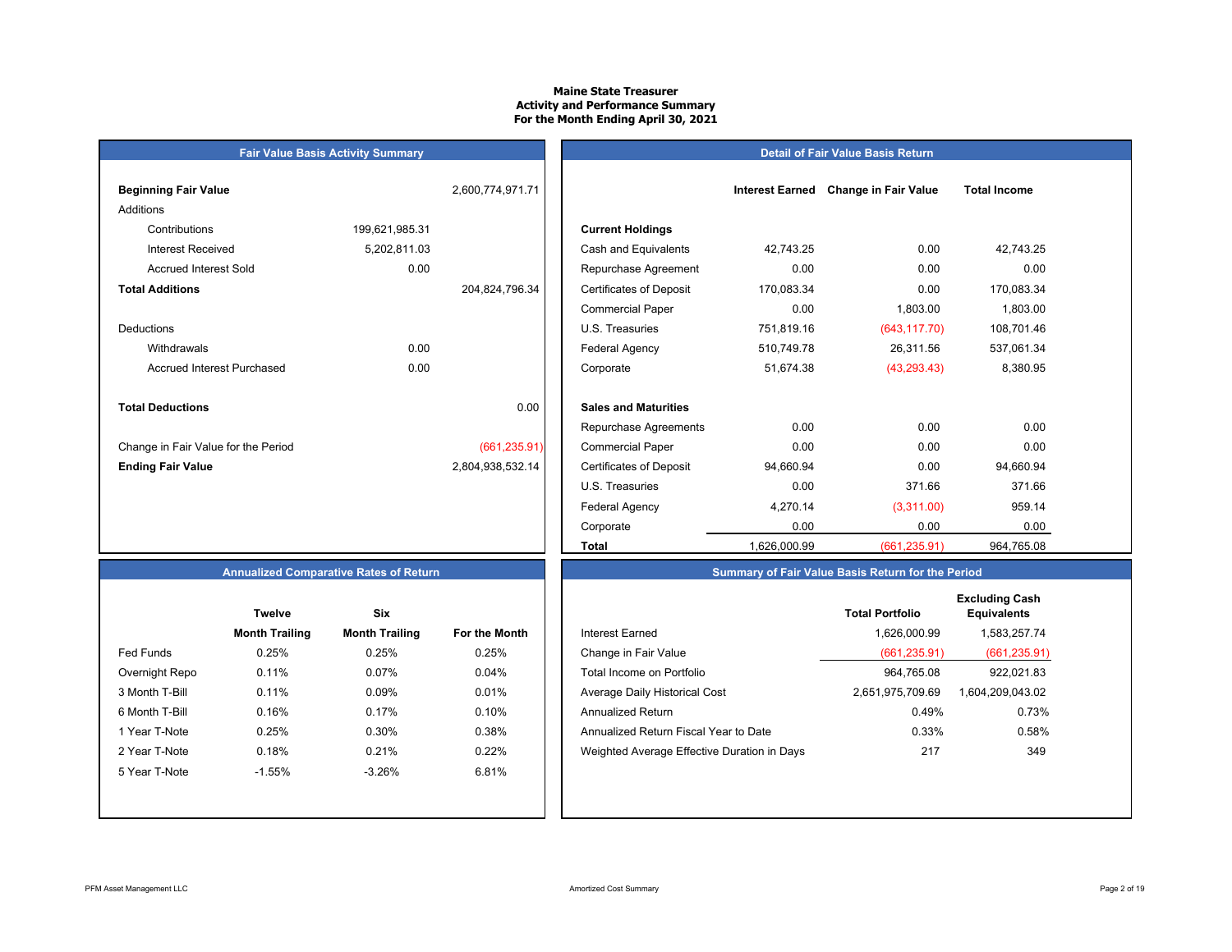# Maine State Treasurer
## Activity and Performance Summary
### For the Month Ending April 30, 2021

## Fair Value Basis Activity Summary

| | | |
|---|---|---|
| **Beginning Fair Value** | | 2,600,774,971.71 |
| Additions | | |
| Contributions | 199,621,985.31 | |
| Interest Received | 5,202,811.03 | |
| Accrued Interest Sold | 0.00 | |
| **Total Additions** | | 204,824,796.34 |
| Deductions | | |
| Withdrawals | 0.00 | |
| Accrued Interest Purchased | 0.00 | |
| **Total Deductions** | | 0.00 |
| Change in Fair Value for the Period | | (661,235.91) |
| **Ending Fair Value** | | 2,804,938,532.14 |

## Detail of Fair Value Basis Return

| | Interest Earned | Change in Fair Value | Total Income |
|---|---|---|---|
| **Current Holdings** | | | |
| Cash and Equivalents | 42,743.25 | 0.00 | 42,743.25 |
| Repurchase Agreement | 0.00 | 0.00 | 0.00 |
| Certificates of Deposit | 170,083.34 | 0.00 | 170,083.34 |
| Commercial Paper | 0.00 | 1,803.00 | 1,803.00 |
| U.S. Treasuries | 751,819.16 | (643,117.70) | 108,701.46 |
| Federal Agency | 510,749.78 | 26,311.56 | 537,061.34 |
| Corporate | 51,674.38 | (43,293.43) | 8,380.95 |
| **Sales and Maturities** | | | |
| Repurchase Agreements | 0.00 | 0.00 | 0.00 |
| Commercial Paper | 0.00 | 0.00 | 0.00 |
| Certificates of Deposit | 94,660.94 | 0.00 | 94,660.94 |
| U.S. Treasuries | 0.00 | 371.66 | 371.66 |
| Federal Agency | 4,270.14 | (3,311.00) | 959.14 |
| Corporate | 0.00 | 0.00 | 0.00 |
| **Total** | 1,626,000.99 | (661,235.91) | 964,765.08 |

## Annualized Comparative Rates of Return

| | Twelve Month Trailing | Six Month Trailing | For the Month |
|---|---|---|---|
| Fed Funds | 0.25% | 0.25% | 0.25% |
| Overnight Repo | 0.11% | 0.07% | 0.04% |
| 3 Month T-Bill | 0.11% | 0.09% | 0.01% |
| 6 Month T-Bill | 0.16% | 0.17% | 0.10% |
| 1 Year T-Note | 0.25% | 0.30% | 0.38% |
| 2 Year T-Note | 0.18% | 0.21% | 0.22% |
| 5 Year T-Note | -1.55% | -3.26% | 6.81% |

## Summary of Fair Value Basis Return for the Period

| | Total Portfolio | Excluding Cash Equivalents |
|---|---|---|
| Interest Earned | 1,626,000.99 | 1,583,257.74 |
| Change in Fair Value | (661,235.91) | (661,235.91) |
| Total Income on Portfolio | 964,765.08 | 922,021.83 |
| Average Daily Historical Cost | 2,651,975,709.69 | 1,604,209,043.02 |
| Annualized Return | 0.49% | 0.73% |
| Annualized Return Fiscal Year to Date | 0.33% | 0.58% |
| Weighted Average Effective Duration in Days | 217 | 349 |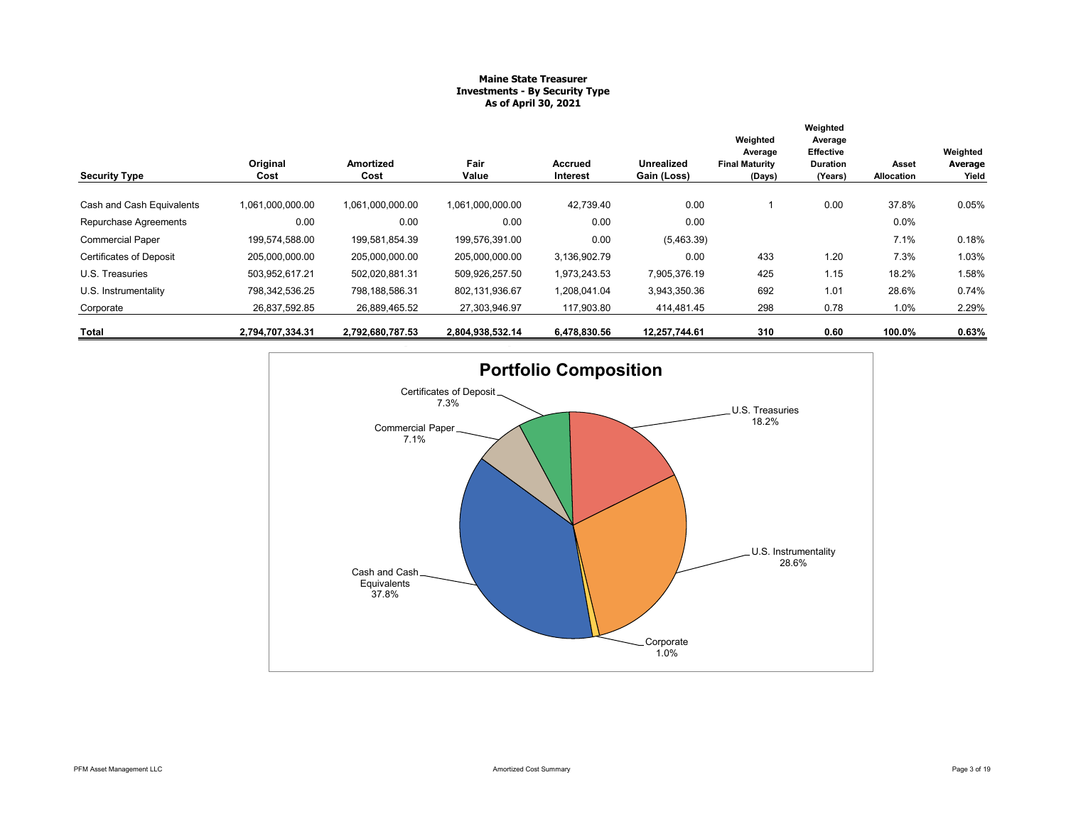**Maine State Treasurer**
**Investments - By Security Type**
**As of April 30, 2021**

| Security Type | Original Cost | Amortized Cost | Fair Value | Accrued Interest | Unrealized Gain (Loss) | Weighted Average Final Maturity (Days) | Weighted Average Effective Duration (Years) | Asset Allocation | Weighted Average Yield |
|---|---|---|---|---|---|---|---|---|---|
| Cash and Cash Equivalents | 1,061,000,000.00 | 1,061,000,000.00 | 1,061,000,000.00 | 42,739.40 | 0.00 | 1 | 0.00 | 37.8% | 0.05% |
| Repurchase Agreements | 0.00 | 0.00 | 0.00 | 0.00 | 0.00 | | | 0.0% | |
| Commercial Paper | 199,574,588.00 | 199,581,854.39 | 199,576,391.00 | 0.00 | (5,463.39) | | | 7.1% | 0.18% |
| Certificates of Deposit | 205,000,000.00 | 205,000,000.00 | 205,000,000.00 | 3,136,902.79 | 0.00 | 433 | 1.20 | 7.3% | 1.03% |
| U.S. Treasuries | 503,952,617.21 | 502,020,881.31 | 509,926,257.50 | 1,973,243.53 | 7,905,376.19 | 425 | 1.15 | 18.2% | 1.58% |
| U.S. Instrumentality | 798,342,536.25 | 798,188,586.31 | 802,131,936.67 | 1,208,041.04 | 3,943,350.36 | 692 | 1.01 | 28.6% | 0.74% |
| Corporate | 26,837,592.85 | 26,889,465.52 | 27,303,946.97 | 117,903.80 | 414,481.45 | 298 | 0.78 | 1.0% | 2.29% |
| **Total** | **2,794,707,334.31** | **2,792,680,787.53** | **2,804,938,532.14** | **6,478,830.56** | **12,257,744.61** | **310** | **0.60** | **100.0%** | **0.63%** |

**Portfolio Composition**

| Security Type | Allocation |
|---|---|
| Cash and Cash Equivalents | 37.8% |
| Commercial Paper | 7.1% |
| Certificates of Deposit | 7.3% |
| U.S. Treasuries | 18.2% |
| U.S. Instrumentality | 28.6% |
| Corporate | 1.0% |

Amortized Cost Summary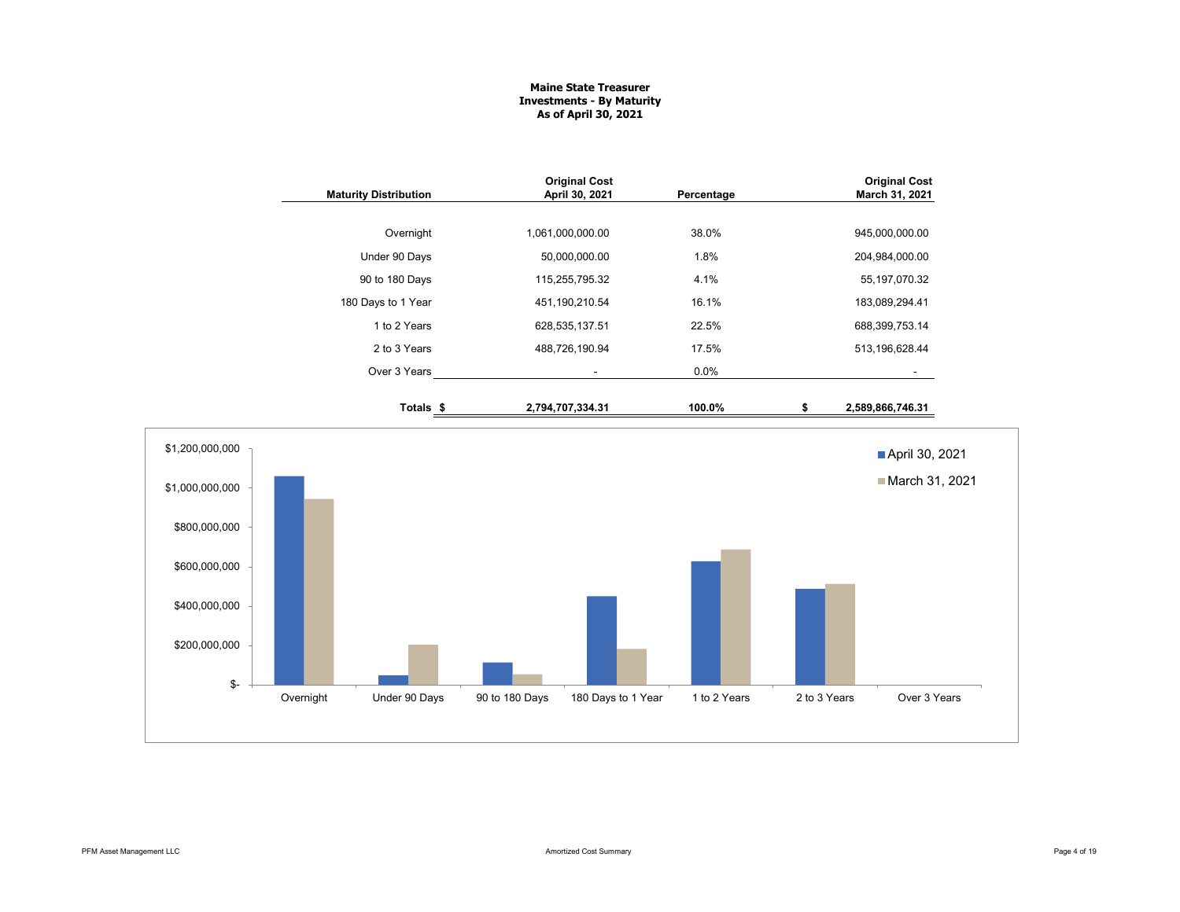**Maine State Treasurer**
**Investments - By Maturity**
**As of April 30, 2021**

| Maturity Distribution | Original Cost April 30, 2021 | Percentage | Original Cost March 31, 2021 |
|---|---|---|---|
| Overnight | 1,061,000,000.00 | 38.0% | 945,000,000.00 |
| Under 90 Days | 50,000,000.00 | 1.8% | 204,984,000.00 |
| 90 to 180 Days | 115,255,795.32 | 4.1% | 55,197,070.32 |
| 180 Days to 1 Year | 451,190,210.54 | 16.1% | 183,089,294.41 |
| 1 to 2 Years | 628,535,137.51 | 22.5% | 688,399,753.14 |
| 2 to 3 Years | 488,726,190.94 | 17.5% | 513,196,628.44 |
| Over 3 Years | - | 0.0% | - |
| **Totals** | **$ 2,794,707,334.31** | **100.0%** | **$ 2,589,866,746.31** |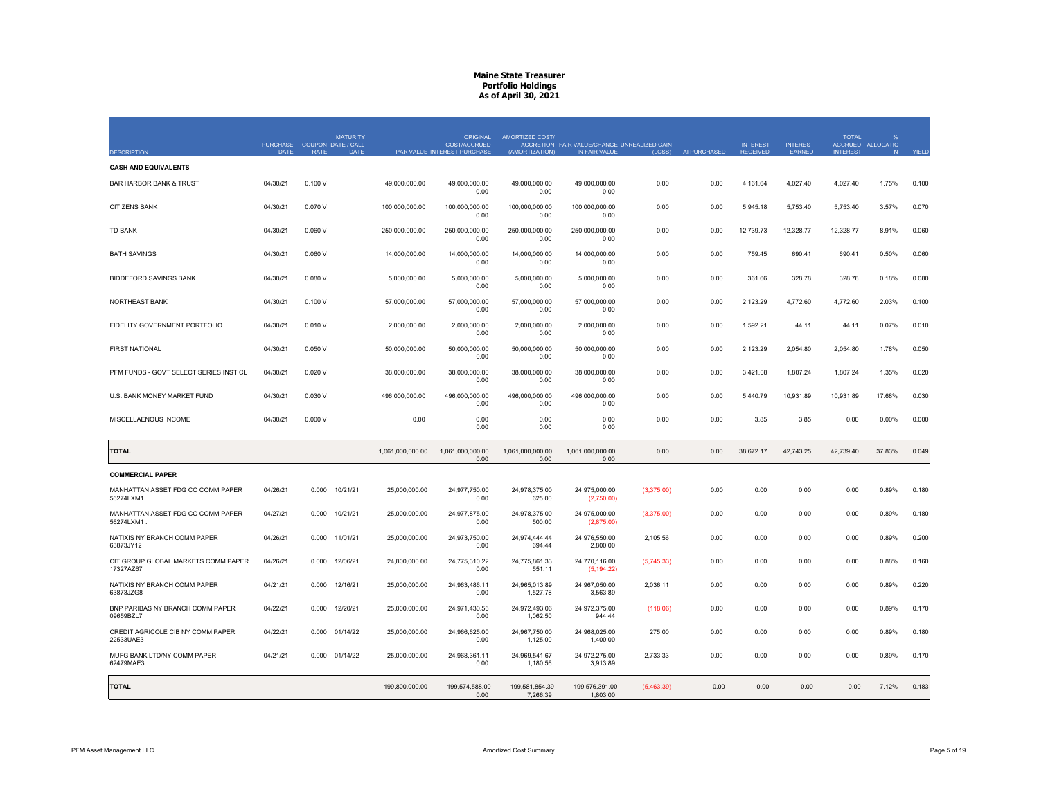# Maine State Treasurer
## Portfolio Holdings
### As of April 30, 2021

| DESCRIPTION | PURCHASE DATE | COUPON RATE | MATURITY DATE / CALL DATE | PAR VALUE | ORIGINAL COST/ACCRUED INTEREST PURCHASE | AMORTIZED COST/ ACCRETION (AMORTIZATION) | FAIR VALUE/CHANGE IN FAIR VALUE | UNREALIZED GAIN (LOSS) | AI PURCHASED | INTEREST RECEIVED | INTEREST EARNED | TOTAL ACCRUED INTEREST | % ALLOCATION | YIELD |
|---|---|---|---|---|---|---|---|---|---|---|---|---|---|---|
| **CASH AND EQUIVALENTS** | | | | | | | | | | | | | | |
| BAR HARBOR BANK & TRUST | 04/30/21 | 0.100 V | | 49,000,000.00 | 49,000,000.00<br>0.00 | 49,000,000.00<br>0.00 | 49,000,000.00<br>0.00 | 0.00 | 0.00 | 4,161.64 | 4,027.40 | 4,027.40 | 1.75% | 0.100 |
| CITIZENS BANK | 04/30/21 | 0.070 V | | 100,000,000.00 | 100,000,000.00<br>0.00 | 100,000,000.00<br>0.00 | 100,000,000.00<br>0.00 | 0.00 | 0.00 | 5,945.18 | 5,753.40 | 5,753.40 | 3.57% | 0.070 |
| TD BANK | 04/30/21 | 0.060 V | | 250,000,000.00 | 250,000,000.00<br>0.00 | 250,000,000.00<br>0.00 | 250,000,000.00<br>0.00 | 0.00 | 0.00 | 12,739.73 | 12,328.77 | 12,328.77 | 8.91% | 0.060 |
| BATH SAVINGS | 04/30/21 | 0.060 V | | 14,000,000.00 | 14,000,000.00<br>0.00 | 14,000,000.00<br>0.00 | 14,000,000.00<br>0.00 | 0.00 | 0.00 | 759.45 | 690.41 | 690.41 | 0.50% | 0.060 |
| BIDDEFORD SAVINGS BANK | 04/30/21 | 0.080 V | | 5,000,000.00 | 5,000,000.00<br>0.00 | 5,000,000.00<br>0.00 | 5,000,000.00<br>0.00 | 0.00 | 0.00 | 361.66 | 328.78 | 328.78 | 0.18% | 0.080 |
| NORTHEAST BANK | 04/30/21 | 0.100 V | | 57,000,000.00 | 57,000,000.00<br>0.00 | 57,000,000.00<br>0.00 | 57,000,000.00<br>0.00 | 0.00 | 0.00 | 2,123.29 | 4,772.60 | 4,772.60 | 2.03% | 0.100 |
| FIDELITY GOVERNMENT PORTFOLIO | 04/30/21 | 0.010 V | | 2,000,000.00 | 2,000,000.00<br>0.00 | 2,000,000.00<br>0.00 | 2,000,000.00<br>0.00 | 0.00 | 0.00 | 1,592.21 | 44.11 | 44.11 | 0.07% | 0.010 |
| FIRST NATIONAL | 04/30/21 | 0.050 V | | 50,000,000.00 | 50,000,000.00<br>0.00 | 50,000,000.00<br>0.00 | 50,000,000.00<br>0.00 | 0.00 | 0.00 | 2,123.29 | 2,054.80 | 2,054.80 | 1.78% | 0.050 |
| PFM FUNDS - GOVT SELECT SERIES INST CL | 04/30/21 | 0.020 V | | 38,000,000.00 | 38,000,000.00<br>0.00 | 38,000,000.00<br>0.00 | 38,000,000.00<br>0.00 | 0.00 | 0.00 | 3,421.08 | 1,807.24 | 1,807.24 | 1.35% | 0.020 |
| U.S. BANK MONEY MARKET FUND | 04/30/21 | 0.030 V | | 496,000,000.00 | 496,000,000.00<br>0.00 | 496,000,000.00<br>0.00 | 496,000,000.00<br>0.00 | 0.00 | 0.00 | 5,440.79 | 10,931.89 | 10,931.89 | 17.68% | 0.030 |
| MISCELLAENOUS INCOME | 04/30/21 | 0.000 V | | 0.00 | 0.00<br>0.00 | 0.00<br>0.00 | 0.00<br>0.00 | 0.00 | 0.00 | 3.85 | 3.85 | 0.00 | 0.00% | 0.000 |
| **TOTAL** | | | | 1,061,000,000.00 | 1,061,000,000.00<br>0.00 | 1,061,000,000.00<br>0.00 | 1,061,000,000.00<br>0.00 | 0.00 | 0.00 | 38,672.17 | 42,743.25 | 42,739.40 | 37.83% | 0.049 |
| **COMMERCIAL PAPER** | | | | | | | | | | | | | | |
| MANHATTAN ASSET FDG CO COMM PAPER 56274LXM1 | 04/26/21 | 0.000 | 10/21/21 | 25,000,000.00 | 24,977,750.00<br>0.00 | 24,978,375.00<br>625.00 | 24,975,000.00<br>(2,750.00) | (3,375.00) | 0.00 | 0.00 | 0.00 | 0.00 | 0.89% | 0.180 |
| MANHATTAN ASSET FDG CO COMM PAPER 56274LXM1 . | 04/27/21 | 0.000 | 10/21/21 | 25,000,000.00 | 24,977,875.00<br>0.00 | 24,978,375.00<br>500.00 | 24,975,000.00<br>(2,875.00) | (3,375.00) | 0.00 | 0.00 | 0.00 | 0.00 | 0.89% | 0.180 |
| NATIXIS NY BRANCH COMM PAPER 63873JY12 | 04/26/21 | 0.000 | 11/01/21 | 25,000,000.00 | 24,973,750.00<br>0.00 | 24,974,444.44<br>694.44 | 24,976,550.00<br>2,800.00 | 2,105.56 | 0.00 | 0.00 | 0.00 | 0.00 | 0.89% | 0.200 |
| CITIGROUP GLOBAL MARKETS COMM PAPER 17327AZ67 | 04/26/21 | 0.000 | 12/06/21 | 24,800,000.00 | 24,775,310.22<br>0.00 | 24,775,861.33<br>551.11 | 24,770,116.00<br>(5,194.22) | (5,745.33) | 0.00 | 0.00 | 0.00 | 0.00 | 0.88% | 0.160 |
| NATIXIS NY BRANCH COMM PAPER 63873JZG8 | 04/21/21 | 0.000 | 12/16/21 | 25,000,000.00 | 24,963,486.11<br>0.00 | 24,965,013.89<br>1,527.78 | 24,967,050.00<br>3,563.89 | 2,036.11 | 0.00 | 0.00 | 0.00 | 0.00 | 0.89% | 0.220 |
| BNP PARIBAS NY BRANCH COMM PAPER 09659BZL7 | 04/22/21 | 0.000 | 12/20/21 | 25,000,000.00 | 24,971,430.56<br>0.00 | 24,972,493.06<br>1,062.50 | 24,972,375.00<br>944.44 | (118.06) | 0.00 | 0.00 | 0.00 | 0.00 | 0.89% | 0.170 |
| CREDIT AGRICOLE CIB NY COMM PAPER 22533UAE3 | 04/22/21 | 0.000 | 01/14/22 | 25,000,000.00 | 24,966,625.00<br>0.00 | 24,967,750.00<br>1,125.00 | 24,968,025.00<br>1,400.00 | 275.00 | 0.00 | 0.00 | 0.00 | 0.00 | 0.89% | 0.180 |
| MUFG BANK LTD/NY COMM PAPER 62479MAE3 | 04/21/21 | 0.000 | 01/14/22 | 25,000,000.00 | 24,968,361.11<br>0.00 | 24,969,541.67<br>1,180.56 | 24,972,275.00<br>3,913.89 | 2,733.33 | 0.00 | 0.00 | 0.00 | 0.00 | 0.89% | 0.170 |
| **TOTAL** | | | | 199,800,000.00 | 199,574,588.00<br>0.00 | 199,581,854.39<br>7,266.39 | 199,576,391.00<br>1,803.00 | (5,463.39) | 0.00 | 0.00 | 0.00 | 0.00 | 7.12% | 0.183 |

PFM Asset Management LLC — Amortized Cost Summary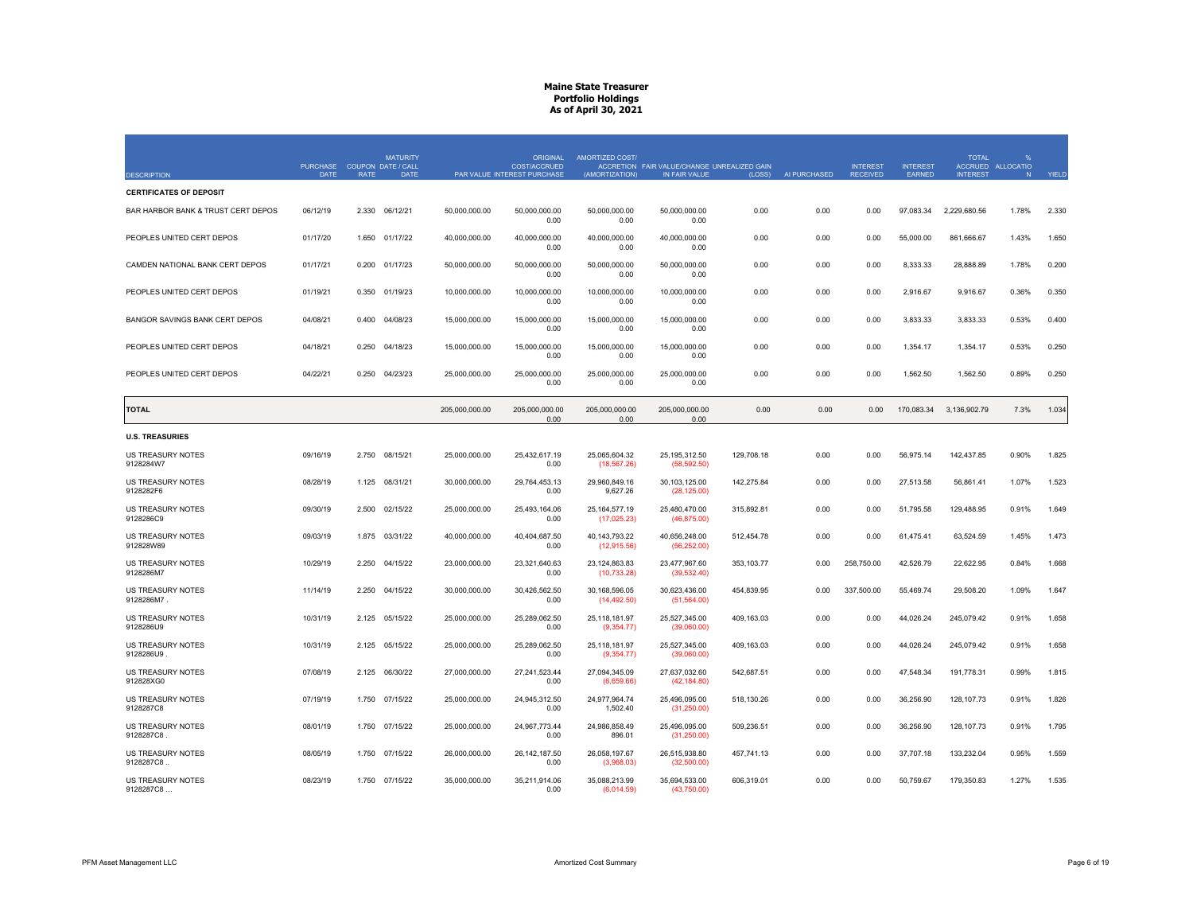# Maine State Treasurer
## Portfolio Holdings
### As of April 30, 2021

| DESCRIPTION | PURCHASE DATE | COUPON RATE | MATURITY DATE / CALL DATE | PAR VALUE | ORIGINAL COST/ACCRUED INTEREST PURCHASE | AMORTIZED COST/ ACCRETION (AMORTIZATION) | FAIR VALUE/CHANGE IN FAIR VALUE | UNREALIZED GAIN (LOSS) | AI PURCHASED | INTEREST RECEIVED | INTEREST EARNED | TOTAL ACCRUED INTEREST | % ALLOCATION | YIELD |
|---|---|---|---|---|---|---|---|---|---|---|---|---|---|---|
| **CERTIFICATES OF DEPOSIT** | | | | | | | | | | | | | | |
| BAR HARBOR BANK & TRUST CERT DEPOS | 06/12/19 | 2.330 | 06/12/21 | 50,000,000.00 | 50,000,000.00<br>0.00 | 50,000,000.00<br>0.00 | 50,000,000.00<br>0.00 | 0.00 | 0.00 | 0.00 | 97,083.34 | 2,229,680.56 | 1.78% | 2.330 |
| PEOPLES UNITED CERT DEPOS | 01/17/20 | 1.650 | 01/17/22 | 40,000,000.00 | 40,000,000.00<br>0.00 | 40,000,000.00<br>0.00 | 40,000,000.00<br>0.00 | 0.00 | 0.00 | 0.00 | 55,000.00 | 861,666.67 | 1.43% | 1.650 |
| CAMDEN NATIONAL BANK CERT DEPOS | 01/17/21 | 0.200 | 01/17/23 | 50,000,000.00 | 50,000,000.00<br>0.00 | 50,000,000.00<br>0.00 | 50,000,000.00<br>0.00 | 0.00 | 0.00 | 0.00 | 8,333.33 | 28,888.89 | 1.78% | 0.200 |
| PEOPLES UNITED CERT DEPOS | 01/19/21 | 0.350 | 01/19/23 | 10,000,000.00 | 10,000,000.00<br>0.00 | 10,000,000.00<br>0.00 | 10,000,000.00<br>0.00 | 0.00 | 0.00 | 0.00 | 2,916.67 | 9,916.67 | 0.36% | 0.350 |
| BANGOR SAVINGS BANK CERT DEPOS | 04/08/21 | 0.400 | 04/08/23 | 15,000,000.00 | 15,000,000.00<br>0.00 | 15,000,000.00<br>0.00 | 15,000,000.00<br>0.00 | 0.00 | 0.00 | 0.00 | 3,833.33 | 3,833.33 | 0.53% | 0.400 |
| PEOPLES UNITED CERT DEPOS | 04/18/21 | 0.250 | 04/18/23 | 15,000,000.00 | 15,000,000.00<br>0.00 | 15,000,000.00<br>0.00 | 15,000,000.00<br>0.00 | 0.00 | 0.00 | 0.00 | 1,354.17 | 1,354.17 | 0.53% | 0.250 |
| PEOPLES UNITED CERT DEPOS | 04/22/21 | 0.250 | 04/23/23 | 25,000,000.00 | 25,000,000.00<br>0.00 | 25,000,000.00<br>0.00 | 25,000,000.00<br>0.00 | 0.00 | 0.00 | 0.00 | 1,562.50 | 1,562.50 | 0.89% | 0.250 |
| **TOTAL** | | | | 205,000,000.00 | 205,000,000.00<br>0.00 | 205,000,000.00<br>0.00 | 205,000,000.00<br>0.00 | 0.00 | 0.00 | 0.00 | 170,083.34 | 3,136,902.79 | 7.3% | 1.034 |
| **U.S. TREASURIES** | | | | | | | | | | | | | | |
| US TREASURY NOTES<br>9128284W7 | 09/16/19 | 2.750 | 08/15/21 | 25,000,000.00 | 25,432,617.19<br>0.00 | 25,065,604.32<br>(18,567.26) | 25,195,312.50<br>(58,592.50) | 129,708.18 | 0.00 | 0.00 | 56,975.14 | 142,437.85 | 0.90% | 1.825 |
| US TREASURY NOTES<br>9128282F6 | 08/28/19 | 1.125 | 08/31/21 | 30,000,000.00 | 29,764,453.13<br>0.00 | 29,960,849.16<br>9,627.26 | 30,103,125.00<br>(28,125.00) | 142,275.84 | 0.00 | 0.00 | 27,513.58 | 56,861.41 | 1.07% | 1.523 |
| US TREASURY NOTES<br>9128286C9 | 09/30/19 | 2.500 | 02/15/22 | 25,000,000.00 | 25,493,164.06<br>0.00 | 25,164,577.19<br>(17,025.23) | 25,480,470.00<br>(46,875.00) | 315,892.81 | 0.00 | 0.00 | 51,795.58 | 129,488.95 | 0.91% | 1.649 |
| US TREASURY NOTES<br>912828W89 | 09/03/19 | 1.875 | 03/31/22 | 40,000,000.00 | 40,404,687.50<br>0.00 | 40,143,793.22<br>(12,915.56) | 40,656,248.00<br>(56,252.00) | 512,454.78 | 0.00 | 0.00 | 61,475.41 | 63,524.59 | 1.45% | 1.473 |
| US TREASURY NOTES<br>9128286M7 | 10/29/19 | 2.250 | 04/15/22 | 23,000,000.00 | 23,321,640.63<br>0.00 | 23,124,863.83<br>(10,733.28) | 23,477,967.60<br>(39,532.40) | 353,103.77 | 0.00 | 258,750.00 | 42,526.79 | 22,622.95 | 0.84% | 1.668 |
| US TREASURY NOTES<br>9128286M7 . | 11/14/19 | 2.250 | 04/15/22 | 30,000,000.00 | 30,426,562.50<br>0.00 | 30,168,596.05<br>(14,492.50) | 30,623,436.00<br>(51,564.00) | 454,839.95 | 0.00 | 337,500.00 | 55,469.74 | 29,508.20 | 1.09% | 1.647 |
| US TREASURY NOTES<br>9128286U9 | 10/31/19 | 2.125 | 05/15/22 | 25,000,000.00 | 25,289,062.50<br>0.00 | 25,118,181.97<br>(9,354.77) | 25,527,345.00<br>(39,060.00) | 409,163.03 | 0.00 | 0.00 | 44,026.24 | 245,079.42 | 0.91% | 1.658 |
| US TREASURY NOTES<br>9128286U9 . | 10/31/19 | 2.125 | 05/15/22 | 25,000,000.00 | 25,289,062.50<br>0.00 | 25,118,181.97<br>(9,354.77) | 25,527,345.00<br>(39,060.00) | 409,163.03 | 0.00 | 0.00 | 44,026.24 | 245,079.42 | 0.91% | 1.658 |
| US TREASURY NOTES<br>912828XG0 | 07/08/19 | 2.125 | 06/30/22 | 27,000,000.00 | 27,241,523.44<br>0.00 | 27,094,345.09<br>(6,659.66) | 27,637,032.60<br>(42,184.80) | 542,687.51 | 0.00 | 0.00 | 47,548.34 | 191,778.31 | 0.99% | 1.815 |
| US TREASURY NOTES<br>9128287C8 | 07/19/19 | 1.750 | 07/15/22 | 25,000,000.00 | 24,945,312.50<br>0.00 | 24,977,964.74<br>1,502.40 | 25,496,095.00<br>(31,250.00) | 518,130.26 | 0.00 | 0.00 | 36,256.90 | 128,107.73 | 0.91% | 1.826 |
| US TREASURY NOTES<br>9128287C8 . | 08/01/19 | 1.750 | 07/15/22 | 25,000,000.00 | 24,967,773.44<br>0.00 | 24,986,858.49<br>896.01 | 25,496,095.00<br>(31,250.00) | 509,236.51 | 0.00 | 0.00 | 36,256.90 | 128,107.73 | 0.91% | 1.795 |
| US TREASURY NOTES<br>9128287C8 .. | 08/05/19 | 1.750 | 07/15/22 | 26,000,000.00 | 26,142,187.50<br>0.00 | 26,058,197.67<br>(3,968.03) | 26,515,938.80<br>(32,500.00) | 457,741.13 | 0.00 | 0.00 | 37,707.18 | 133,232.04 | 0.95% | 1.559 |
| US TREASURY NOTES<br>9128287C8 ... | 08/23/19 | 1.750 | 07/15/22 | 35,000,000.00 | 35,211,914.06<br>0.00 | 35,088,213.99<br>(6,014.59) | 35,694,533.00<br>(43,750.00) | 606,319.01 | 0.00 | 0.00 | 50,759.67 | 179,350.83 | 1.27% | 1.535 |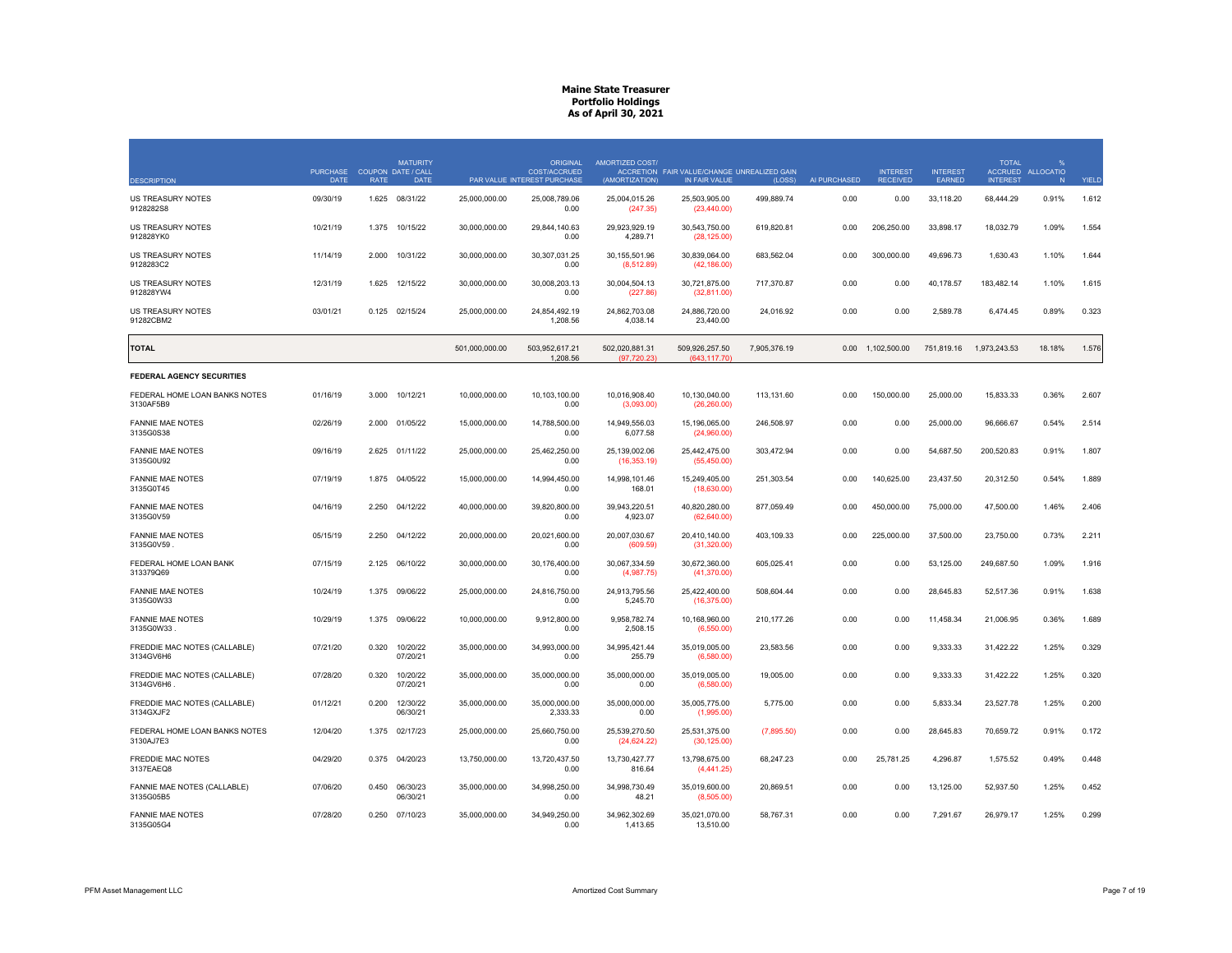# Maine State Treasurer
## Portfolio Holdings
### As of April 30, 2021

| DESCRIPTION | PURCHASE DATE | COUPON RATE | MATURITY DATE / CALL DATE | PAR VALUE | ORIGINAL COST/ACCRUED INTEREST PURCHASE | AMORTIZED COST/ ACCRETION (AMORTIZATION) | FAIR VALUE/CHANGE IN FAIR VALUE | UNREALIZED GAIN (LOSS) | AI PURCHASED | INTEREST RECEIVED | INTEREST EARNED | TOTAL ACCRUED INTEREST | % ALLOCATION | YIELD |
|---|---|---|---|---|---|---|---|---|---|---|---|---|---|---|
| US TREASURY NOTES 9128282S8 | 09/30/19 | 1.625 | 08/31/22 | 25,000,000.00 | 25,008,789.06 / 0.00 | 25,004,015.26 / (247.35) | 25,503,905.00 / (23,440.00) | 499,889.74 | 0.00 | 0.00 | 33,118.20 | 68,444.29 | 0.91% | 1.612 |
| US TREASURY NOTES 912828YK0 | 10/21/19 | 1.375 | 10/15/22 | 30,000,000.00 | 29,844,140.63 / 0.00 | 29,923,929.19 / 4,289.71 | 30,543,750.00 / (28,125.00) | 619,820.81 | 0.00 | 206,250.00 | 33,898.17 | 18,032.79 | 1.09% | 1.554 |
| US TREASURY NOTES 9128283C2 | 11/14/19 | 2.000 | 10/31/22 | 30,000,000.00 | 30,307,031.25 / 0.00 | 30,155,501.96 / (8,512.89) | 30,839,064.00 / (42,186.00) | 683,562.04 | 0.00 | 300,000.00 | 49,696.73 | 1,630.43 | 1.10% | 1.644 |
| US TREASURY NOTES 912828YW4 | 12/31/19 | 1.625 | 12/15/22 | 30,000,000.00 | 30,008,203.13 / 0.00 | 30,004,504.13 / (227.86) | 30,721,875.00 / (32,811.00) | 717,370.87 | 0.00 | 0.00 | 40,178.57 | 183,482.14 | 1.10% | 1.615 |
| US TREASURY NOTES 91282CBM2 | 03/01/21 | 0.125 | 02/15/24 | 25,000,000.00 | 24,854,492.19 / 1,208.56 | 24,862,703.08 / 4,038.14 | 24,886,720.00 / 23,440.00 | 24,016.92 | 0.00 | 0.00 | 2,589.78 | 6,474.45 | 0.89% | 0.323 |
| **TOTAL** | | | | 501,000,000.00 | 503,952,617.21 / 1,208.56 | 502,020,881.31 / (97,720.23) | 509,926,257.50 / (643,117.70) | 7,905,376.19 | 0.00 | 1,102,500.00 | 751,819.16 | 1,973,243.53 | 18.18% | 1.576 |
| **FEDERAL AGENCY SECURITIES** | | | | | | | | | | | | | | |
| FEDERAL HOME LOAN BANKS NOTES 3130AF5B9 | 01/16/19 | 3.000 | 10/12/21 | 10,000,000.00 | 10,103,100.00 / 0.00 | 10,016,908.40 / (3,093.00) | 10,130,040.00 / (26,260.00) | 113,131.60 | 0.00 | 150,000.00 | 25,000.00 | 15,833.33 | 0.36% | 2.607 |
| FANNIE MAE NOTES 3135G0S38 | 02/26/19 | 2.000 | 01/05/22 | 15,000,000.00 | 14,788,500.00 / 0.00 | 14,949,556.03 / 6,077.58 | 15,196,065.00 / (24,960.00) | 246,508.97 | 0.00 | 0.00 | 25,000.00 | 96,666.67 | 0.54% | 2.514 |
| FANNIE MAE NOTES 3135G0U92 | 09/16/19 | 2.625 | 01/11/22 | 25,000,000.00 | 25,462,250.00 / 0.00 | 25,139,002.06 / (16,353.19) | 25,442,475.00 / (55,450.00) | 303,472.94 | 0.00 | 0.00 | 54,687.50 | 200,520.83 | 0.91% | 1.807 |
| FANNIE MAE NOTES 3135G0T45 | 07/19/19 | 1.875 | 04/05/22 | 15,000,000.00 | 14,994,450.00 / 0.00 | 14,998,101.46 / 168.01 | 15,249,405.00 / (18,630.00) | 251,303.54 | 0.00 | 140,625.00 | 23,437.50 | 20,312.50 | 0.54% | 1.889 |
| FANNIE MAE NOTES 3135G0V59 | 04/16/19 | 2.250 | 04/12/22 | 40,000,000.00 | 39,820,800.00 / 0.00 | 39,943,220.51 / 4,923.07 | 40,820,280.00 / (62,640.00) | 877,059.49 | 0.00 | 450,000.00 | 75,000.00 | 47,500.00 | 1.46% | 2.406 |
| FANNIE MAE NOTES 3135G0V59 . | 05/15/19 | 2.250 | 04/12/22 | 20,000,000.00 | 20,021,600.00 / 0.00 | 20,007,030.67 / (609.59) | 20,410,140.00 / (31,320.00) | 403,109.33 | 0.00 | 225,000.00 | 37,500.00 | 23,750.00 | 0.73% | 2.211 |
| FEDERAL HOME LOAN BANK 313379Q69 | 07/15/19 | 2.125 | 06/10/22 | 30,000,000.00 | 30,176,400.00 / 0.00 | 30,067,334.59 / (4,987.75) | 30,672,360.00 / (41,370.00) | 605,025.41 | 0.00 | 0.00 | 53,125.00 | 249,687.50 | 1.09% | 1.916 |
| FANNIE MAE NOTES 3135G0W33 | 10/24/19 | 1.375 | 09/06/22 | 25,000,000.00 | 24,816,750.00 / 0.00 | 24,913,795.56 / 5,245.70 | 25,422,400.00 / (16,375.00) | 508,604.44 | 0.00 | 0.00 | 28,645.83 | 52,517.36 | 0.91% | 1.638 |
| FANNIE MAE NOTES 3135G0W33 . | 10/29/19 | 1.375 | 09/06/22 | 10,000,000.00 | 9,912,800.00 / 0.00 | 9,958,782.74 / 2,508.15 | 10,168,960.00 / (6,550.00) | 210,177.26 | 0.00 | 0.00 | 11,458.34 | 21,006.95 | 0.36% | 1.689 |
| FREDDIE MAC NOTES (CALLABLE) 3134GV6H6 | 07/21/20 | 0.320 | 10/20/22 / 07/20/21 | 35,000,000.00 | 34,993,000.00 / 0.00 | 34,995,421.44 / 255.79 | 35,019,005.00 / (6,580.00) | 23,583.56 | 0.00 | 0.00 | 9,333.33 | 31,422.22 | 1.25% | 0.329 |
| FREDDIE MAC NOTES (CALLABLE) 3134GV6H6 . | 07/28/20 | 0.320 | 10/20/22 / 07/20/21 | 35,000,000.00 | 35,000,000.00 / 0.00 | 35,000,000.00 / 0.00 | 35,019,005.00 / (6,580.00) | 19,005.00 | 0.00 | 0.00 | 9,333.33 | 31,422.22 | 1.25% | 0.320 |
| FREDDIE MAC NOTES (CALLABLE) 3134GXJF2 | 01/12/21 | 0.200 | 12/30/22 / 06/30/21 | 35,000,000.00 | 35,000,000.00 / 2,333.33 | 35,000,000.00 / 0.00 | 35,005,775.00 / (1,995.00) | 5,775.00 | 0.00 | 0.00 | 5,833.34 | 23,527.78 | 1.25% | 0.200 |
| FEDERAL HOME LOAN BANKS NOTES 3130AJ7E3 | 12/04/20 | 1.375 | 02/17/23 | 25,000,000.00 | 25,660,750.00 / 0.00 | 25,539,270.50 / (24,624.22) | 25,531,375.00 / (30,125.00) | (7,895.50) | 0.00 | 0.00 | 28,645.83 | 70,659.72 | 0.91% | 0.172 |
| FREDDIE MAC NOTES 3137EAEQ8 | 04/29/20 | 0.375 | 04/20/23 | 13,750,000.00 | 13,720,437.50 / 0.00 | 13,730,427.77 / 816.64 | 13,798,675.00 / (4,441.25) | 68,247.23 | 0.00 | 25,781.25 | 4,296.87 | 1,575.52 | 0.49% | 0.448 |
| FANNIE MAE NOTES (CALLABLE) 3135G05B5 | 07/06/20 | 0.450 | 06/30/23 / 06/30/21 | 35,000,000.00 | 34,998,250.00 / 0.00 | 34,998,730.49 / 48.21 | 35,019,600.00 / (8,505.00) | 20,869.51 | 0.00 | 0.00 | 13,125.00 | 52,937.50 | 1.25% | 0.452 |
| FANNIE MAE NOTES 3135G05G4 | 07/28/20 | 0.250 | 07/10/23 | 35,000,000.00 | 34,949,250.00 / 0.00 | 34,962,302.69 / 1,413.65 | 35,021,070.00 / 13,510.00 | 58,767.31 | 0.00 | 0.00 | 7,291.67 | 26,979.17 | 1.25% | 0.299 |

PFM Asset Management LLC — Amortized Cost Summary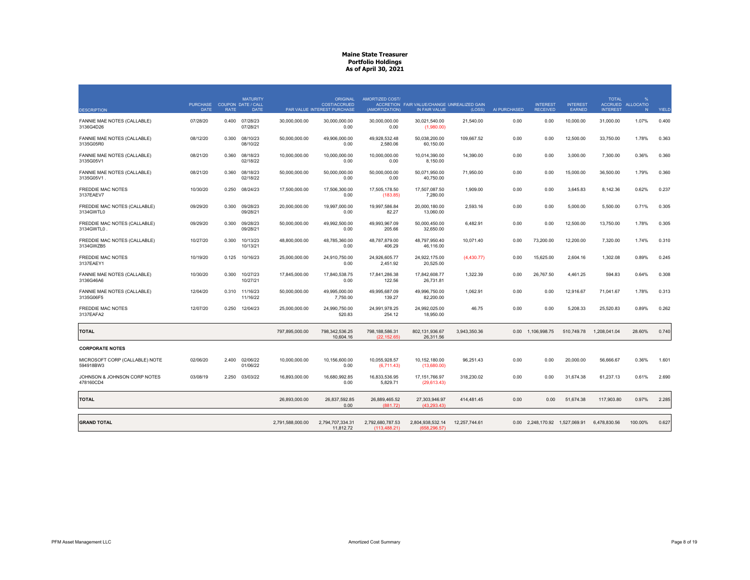# Maine State Treasurer
## Portfolio Holdings
### As of April 30, 2021

| DESCRIPTION | PURCHASE DATE | COUPON RATE | MATURITY DATE / CALL DATE | PAR VALUE | ORIGINAL COST/ACCRUED INTEREST PURCHASE | AMORTIZED COST/ ACCRETION (AMORTIZATION) | FAIR VALUE/CHANGE IN FAIR VALUE | UNREALIZED GAIN (LOSS) | AI PURCHASED | INTEREST RECEIVED | INTEREST EARNED | TOTAL ACCRUED INTEREST | % ALLOCATION | YIELD |
|---|---|---|---|---|---|---|---|---|---|---|---|---|---|---|
| FANNIE MAE NOTES (CALLABLE) 3136G4D26 | 07/28/20 | 0.400 | 07/28/23 07/28/21 | 30,000,000.00 | 30,000,000.00 0.00 | 30,000,000.00 0.00 | 30,021,540.00 (1,980.00) | 21,540.00 | 0.00 | 0.00 | 10,000.00 | 31,000.00 | 1.07% | 0.400 |
| FANNIE MAE NOTES (CALLABLE) 3135G05R0 | 08/12/20 | 0.300 | 08/10/23 08/10/22 | 50,000,000.00 | 49,906,000.00 0.00 | 49,928,532.48 2,580.06 | 50,038,200.00 60,150.00 | 109,667.52 | 0.00 | 0.00 | 12,500.00 | 33,750.00 | 1.78% | 0.363 |
| FANNIE MAE NOTES (CALLABLE) 3135G05V1 | 08/21/20 | 0.360 | 08/18/23 02/18/22 | 10,000,000.00 | 10,000,000.00 0.00 | 10,000,000.00 0.00 | 10,014,390.00 8,150.00 | 14,390.00 | 0.00 | 0.00 | 3,000.00 | 7,300.00 | 0.36% | 0.360 |
| FANNIE MAE NOTES (CALLABLE) 3135G05V1 . | 08/21/20 | 0.360 | 08/18/23 02/18/22 | 50,000,000.00 | 50,000,000.00 0.00 | 50,000,000.00 0.00 | 50,071,950.00 40,750.00 | 71,950.00 | 0.00 | 0.00 | 15,000.00 | 36,500.00 | 1.79% | 0.360 |
| FREDDIE MAC NOTES 3137EAEV7 | 10/30/20 | 0.250 | 08/24/23 | 17,500,000.00 | 17,506,300.00 0.00 | 17,505,178.50 (183.85) | 17,507,087.50 7,280.00 | 1,909.00 | 0.00 | 0.00 | 3,645.83 | 8,142.36 | 0.62% | 0.237 |
| FREDDIE MAC NOTES (CALLABLE) 3134GWTL0 | 09/29/20 | 0.300 | 09/28/23 09/28/21 | 20,000,000.00 | 19,997,000.00 0.00 | 19,997,586.84 82.27 | 20,000,180.00 13,060.00 | 2,593.16 | 0.00 | 0.00 | 5,000.00 | 5,500.00 | 0.71% | 0.305 |
| FREDDIE MAC NOTES (CALLABLE) 3134GWTL0 . | 09/29/20 | 0.300 | 09/28/23 09/28/21 | 50,000,000.00 | 49,992,500.00 0.00 | 49,993,967.09 205.66 | 50,000,450.00 32,650.00 | 6,482.91 | 0.00 | 0.00 | 12,500.00 | 13,750.00 | 1.78% | 0.305 |
| FREDDIE MAC NOTES (CALLABLE) 3134GWZB5 | 10/27/20 | 0.300 | 10/13/23 10/13/21 | 48,800,000.00 | 48,785,360.00 0.00 | 48,787,879.00 406.29 | 48,797,950.40 46,116.00 | 10,071.40 | 0.00 | 73,200.00 | 12,200.00 | 7,320.00 | 1.74% | 0.310 |
| FREDDIE MAC NOTES 3137EAEY1 | 10/19/20 | 0.125 | 10/16/23 | 25,000,000.00 | 24,910,750.00 0.00 | 24,926,605.77 2,451.92 | 24,922,175.00 20,525.00 | (4,430.77) | 0.00 | 15,625.00 | 2,604.16 | 1,302.08 | 0.89% | 0.245 |
| FANNIE MAE NOTES (CALLABLE) 3136G46A6 | 10/30/20 | 0.300 | 10/27/23 10/27/21 | 17,845,000.00 | 17,840,538.75 0.00 | 17,841,286.38 122.56 | 17,842,608.77 26,731.81 | 1,322.39 | 0.00 | 26,767.50 | 4,461.25 | 594.83 | 0.64% | 0.308 |
| FANNIE MAE NOTES (CALLABLE) 3135G06F5 | 12/04/20 | 0.310 | 11/16/23 11/16/22 | 50,000,000.00 | 49,995,000.00 7,750.00 | 49,995,687.09 139.27 | 49,996,750.00 82,200.00 | 1,062.91 | 0.00 | 0.00 | 12,916.67 | 71,041.67 | 1.78% | 0.313 |
| FREDDIE MAC NOTES 3137EAFA2 | 12/07/20 | 0.250 | 12/04/23 | 25,000,000.00 | 24,990,750.00 520.83 | 24,991,978.25 254.12 | 24,992,025.00 18,950.00 | 46.75 | 0.00 | 0.00 | 5,208.33 | 25,520.83 | 0.89% | 0.262 |
| **TOTAL** | | | | 797,895,000.00 | 798,342,536.25 10,604.16 | 798,188,586.31 (22,152.65) | 802,131,936.67 26,311.56 | 3,943,350.36 | 0.00 | 1,106,998.75 | 510,749.78 | 1,208,041.04 | 28.60% | 0.740 |
| **CORPORATE NOTES** | | | | | | | | | | | | | | |
| MICROSOFT CORP (CALLABLE) NOTE 594918BW3 | 02/06/20 | 2.400 | 02/06/22 01/06/22 | 10,000,000.00 | 10,156,600.00 0.00 | 10,055,928.57 (6,711.43) | 10,152,180.00 (13,680.00) | 96,251.43 | 0.00 | 0.00 | 20,000.00 | 56,666.67 | 0.36% | 1.601 |
| JOHNSON & JOHNSON CORP NOTES 478160CD4 | 03/08/19 | 2.250 | 03/03/22 | 16,893,000.00 | 16,680,992.85 0.00 | 16,833,536.95 5,829.71 | 17,151,766.97 (29,613.43) | 318,230.02 | 0.00 | 0.00 | 31,674.38 | 61,237.13 | 0.61% | 2.690 |
| **TOTAL** | | | | 26,893,000.00 | 26,837,592.85 0.00 | 26,889,465.52 (881.72) | 27,303,946.97 (43,293.43) | 414,481.45 | 0.00 | 0.00 | 51,674.38 | 117,903.80 | 0.97% | 2.285 |
| **GRAND TOTAL** | | | | 2,791,588,000.00 | 2,794,707,334.31 11,812.72 | 2,792,680,787.53 (113,488.21) | 2,804,938,532.14 (658,296.57) | 12,257,744.61 | 0.00 | 2,248,170.92 | 1,527,069.91 | 6,478,830.56 | 100.00% | 0.627 |

PFM Asset Management LLC — Amortized Cost Summary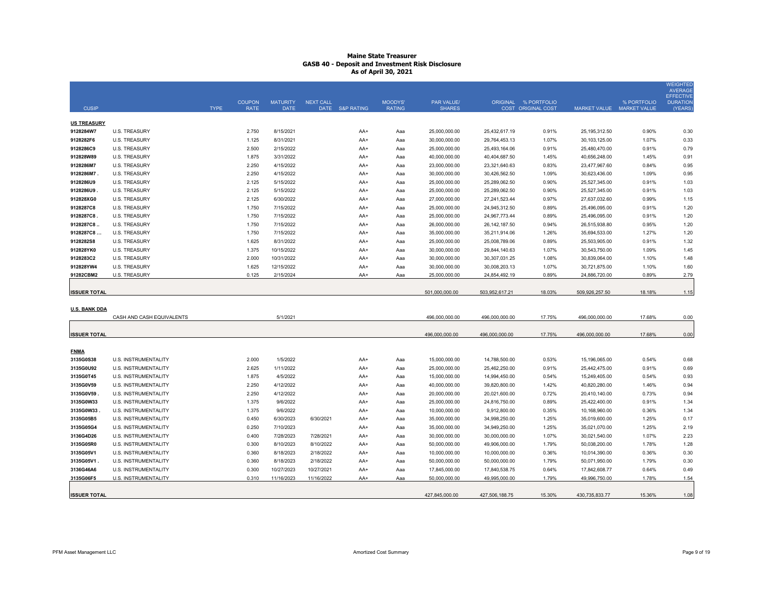# Maine State Treasurer
## GASB 40 - Deposit and Investment Risk Disclosure
### As of April 30, 2021

| CUSIP | | TYPE | COUPON RATE | MATURITY DATE | NEXT CALL DATE | S&P RATING | MOODYS' RATING | PAR VALUE/ SHARES | ORIGINAL COST | % PORTFOLIO ORIGINAL COST | MARKET VALUE | % PORTFOLIO MARKET VALUE | WEIGHTED AVERAGE EFFECTIVE DURATION (YEARS) |
|---|---|---|---|---|---|---|---|---|---|---|---|---|---|
| **US TREASURY** | | | | | | | | | | | | | |
| 9128284W7 | U.S. TREASURY | | 2.750 | 8/15/2021 | | AA+ | Aaa | 25,000,000.00 | 25,432,617.19 | 0.91% | 25,195,312.50 | 0.90% | 0.30 |
| 9128282F6 | U.S. TREASURY | | 1.125 | 8/31/2021 | | AA+ | Aaa | 30,000,000.00 | 29,764,453.13 | 1.07% | 30,103,125.00 | 1.07% | 0.33 |
| 9128286C9 | U.S. TREASURY | | 2.500 | 2/15/2022 | | AA+ | Aaa | 25,000,000.00 | 25,493,164.06 | 0.91% | 25,480,470.00 | 0.91% | 0.79 |
| 912828W89 | U.S. TREASURY | | 1.875 | 3/31/2022 | | AA+ | Aaa | 40,000,000.00 | 40,404,687.50 | 1.45% | 40,656,248.00 | 1.45% | 0.91 |
| 9128286M7 | U.S. TREASURY | | 2.250 | 4/15/2022 | | AA+ | Aaa | 23,000,000.00 | 23,321,640.63 | 0.83% | 23,477,967.60 | 0.84% | 0.95 |
| 9128286M7 . | U.S. TREASURY | | 2.250 | 4/15/2022 | | AA+ | Aaa | 30,000,000.00 | 30,426,562.50 | 1.09% | 30,623,436.00 | 1.09% | 0.95 |
| 9128286U9 | U.S. TREASURY | | 2.125 | 5/15/2022 | | AA+ | Aaa | 25,000,000.00 | 25,289,062.50 | 0.90% | 25,527,345.00 | 0.91% | 1.03 |
| 9128286U9 . | U.S. TREASURY | | 2.125 | 5/15/2022 | | AA+ | Aaa | 25,000,000.00 | 25,289,062.50 | 0.90% | 25,527,345.00 | 0.91% | 1.03 |
| 912828XG0 | U.S. TREASURY | | 2.125 | 6/30/2022 | | AA+ | Aaa | 27,000,000.00 | 27,241,523.44 | 0.97% | 27,637,032.60 | 0.99% | 1.15 |
| 9128287C8 | U.S. TREASURY | | 1.750 | 7/15/2022 | | AA+ | Aaa | 25,000,000.00 | 24,945,312.50 | 0.89% | 25,496,095.00 | 0.91% | 1.20 |
| 9128287C8 . | U.S. TREASURY | | 1.750 | 7/15/2022 | | AA+ | Aaa | 25,000,000.00 | 24,967,773.44 | 0.89% | 25,496,095.00 | 0.91% | 1.20 |
| 9128287C8 .. | U.S. TREASURY | | 1.750 | 7/15/2022 | | AA+ | Aaa | 26,000,000.00 | 26,142,187.50 | 0.94% | 26,515,938.80 | 0.95% | 1.20 |
| 9128287C8 ... | U.S. TREASURY | | 1.750 | 7/15/2022 | | AA+ | Aaa | 35,000,000.00 | 35,211,914.06 | 1.26% | 35,694,533.00 | 1.27% | 1.20 |
| 9128282S8 | U.S. TREASURY | | 1.625 | 8/31/2022 | | AA+ | Aaa | 25,000,000.00 | 25,008,789.06 | 0.89% | 25,503,905.00 | 0.91% | 1.32 |
| 912828YK0 | U.S. TREASURY | | 1.375 | 10/15/2022 | | AA+ | Aaa | 30,000,000.00 | 29,844,140.63 | 1.07% | 30,543,750.00 | 1.09% | 1.45 |
| 9128283C2 | U.S. TREASURY | | 2.000 | 10/31/2022 | | AA+ | Aaa | 30,000,000.00 | 30,307,031.25 | 1.08% | 30,839,064.00 | 1.10% | 1.48 |
| 912828YW4 | U.S. TREASURY | | 1.625 | 12/15/2022 | | AA+ | Aaa | 30,000,000.00 | 30,008,203.13 | 1.07% | 30,721,875.00 | 1.10% | 1.60 |
| 91282CBM2 | U.S. TREASURY | | 0.125 | 2/15/2024 | | AA+ | Aaa | 25,000,000.00 | 24,854,492.19 | 0.89% | 24,886,720.00 | 0.89% | 2.79 |
| **ISSUER TOTAL** | | | | | | | | 501,000,000.00 | 503,952,617.21 | 18.03% | 509,926,257.50 | 18.18% | 1.15 |
| **U.S. BANK DDA** | | | | | | | | | | | | | |
| | CASH AND CASH EQUIVALENTS | | | 5/1/2021 | | | | 496,000,000.00 | 496,000,000.00 | 17.75% | 496,000,000.00 | 17.68% | 0.00 |
| **ISSUER TOTAL** | | | | | | | | 496,000,000.00 | 496,000,000.00 | 17.75% | 496,000,000.00 | 17.68% | 0.00 |
| **FNMA** | | | | | | | | | | | | | |
| 3135G0S38 | U.S. INSTRUMENTALITY | | 2.000 | 1/5/2022 | | AA+ | Aaa | 15,000,000.00 | 14,788,500.00 | 0.53% | 15,196,065.00 | 0.54% | 0.68 |
| 3135G0U92 | U.S. INSTRUMENTALITY | | 2.625 | 1/11/2022 | | AA+ | Aaa | 25,000,000.00 | 25,462,250.00 | 0.91% | 25,442,475.00 | 0.91% | 0.69 |
| 3135G0T45 | U.S. INSTRUMENTALITY | | 1.875 | 4/5/2022 | | AA+ | Aaa | 15,000,000.00 | 14,994,450.00 | 0.54% | 15,249,405.00 | 0.54% | 0.93 |
| 3135G0V59 | U.S. INSTRUMENTALITY | | 2.250 | 4/12/2022 | | AA+ | Aaa | 40,000,000.00 | 39,820,800.00 | 1.42% | 40,820,280.00 | 1.46% | 0.94 |
| 3135G0V59 . | U.S. INSTRUMENTALITY | | 2.250 | 4/12/2022 | | AA+ | Aaa | 20,000,000.00 | 20,021,600.00 | 0.72% | 20,410,140.00 | 0.73% | 0.94 |
| 3135G0W33 | U.S. INSTRUMENTALITY | | 1.375 | 9/6/2022 | | AA+ | Aaa | 25,000,000.00 | 24,816,750.00 | 0.89% | 25,422,400.00 | 0.91% | 1.34 |
| 3135G0W33 . | U.S. INSTRUMENTALITY | | 1.375 | 9/6/2022 | | AA+ | Aaa | 10,000,000.00 | 9,912,800.00 | 0.35% | 10,168,960.00 | 0.36% | 1.34 |
| 3135G05B5 | U.S. INSTRUMENTALITY | | 0.450 | 6/30/2023 | 6/30/2021 | AA+ | Aaa | 35,000,000.00 | 34,998,250.00 | 1.25% | 35,019,600.00 | 1.25% | 0.17 |
| 3135G05G4 | U.S. INSTRUMENTALITY | | 0.250 | 7/10/2023 | | AA+ | Aaa | 35,000,000.00 | 34,949,250.00 | 1.25% | 35,021,070.00 | 1.25% | 2.19 |
| 3136G4D26 | U.S. INSTRUMENTALITY | | 0.400 | 7/28/2023 | 7/28/2021 | AA+ | Aaa | 30,000,000.00 | 30,000,000.00 | 1.07% | 30,021,540.00 | 1.07% | 2.23 |
| 3135G05R0 | U.S. INSTRUMENTALITY | | 0.300 | 8/10/2023 | 8/10/2022 | AA+ | Aaa | 50,000,000.00 | 49,906,000.00 | 1.79% | 50,038,200.00 | 1.78% | 1.28 |
| 3135G05V1 | U.S. INSTRUMENTALITY | | 0.360 | 8/18/2023 | 2/18/2022 | AA+ | Aaa | 10,000,000.00 | 10,000,000.00 | 0.36% | 10,014,390.00 | 0.36% | 0.30 |
| 3135G05V1 . | U.S. INSTRUMENTALITY | | 0.360 | 8/18/2023 | 2/18/2022 | AA+ | Aaa | 50,000,000.00 | 50,000,000.00 | 1.79% | 50,071,950.00 | 1.79% | 0.30 |
| 3136G46A6 | U.S. INSTRUMENTALITY | | 0.300 | 10/27/2023 | 10/27/2021 | AA+ | Aaa | 17,845,000.00 | 17,840,538.75 | 0.64% | 17,842,608.77 | 0.64% | 0.49 |
| 3135G06F5 | U.S. INSTRUMENTALITY | | 0.310 | 11/16/2023 | 11/16/2022 | AA+ | Aaa | 50,000,000.00 | 49,995,000.00 | 1.79% | 49,996,750.00 | 1.78% | 1.54 |
| **ISSUER TOTAL** | | | | | | | | 427,845,000.00 | 427,506,188.75 | 15.30% | 430,735,833.77 | 15.36% | 1.08 |

PFM Asset Management LLC — Amortized Cost Summary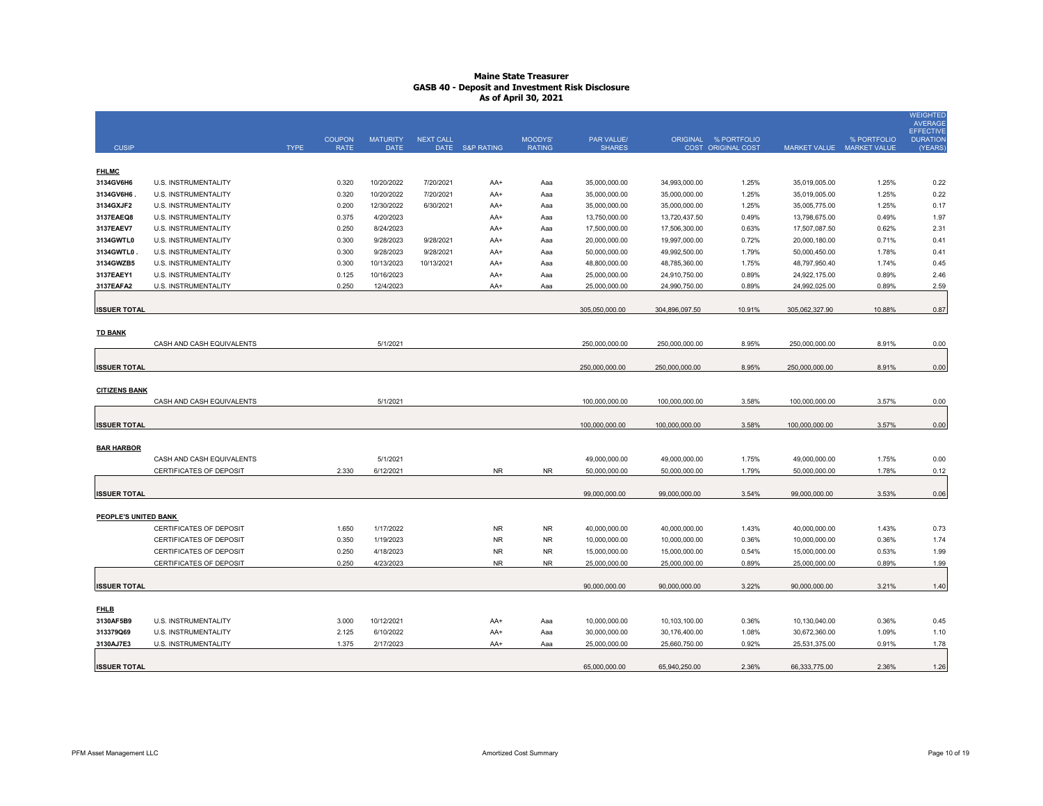# Maine State Treasurer
## GASB 40 - Deposit and Investment Risk Disclosure
### As of April 30, 2021

| CUSIP | | TYPE | COUPON RATE | MATURITY DATE | NEXT CALL DATE | S&P RATING | MOODYS' RATING | PAR VALUE/ SHARES | ORIGINAL COST | % PORTFOLIO ORIGINAL COST | MARKET VALUE | % PORTFOLIO MARKET VALUE | WEIGHTED AVERAGE EFFECTIVE DURATION (YEARS) |
|---|---|---|---|---|---|---|---|---|---|---|---|---|---|
| **FHLMC** | | | | | | | | | | | | | |
| 3134GV6H6 | U.S. INSTRUMENTALITY | | 0.320 | 10/20/2022 | 7/20/2021 | AA+ | Aaa | 35,000,000.00 | 34,993,000.00 | 1.25% | 35,019,005.00 | 1.25% | 0.22 |
| 3134GV6H6 . | U.S. INSTRUMENTALITY | | 0.320 | 10/20/2022 | 7/20/2021 | AA+ | Aaa | 35,000,000.00 | 35,000,000.00 | 1.25% | 35,019,005.00 | 1.25% | 0.22 |
| 3134GXJF2 | U.S. INSTRUMENTALITY | | 0.200 | 12/30/2022 | 6/30/2021 | AA+ | Aaa | 35,000,000.00 | 35,000,000.00 | 1.25% | 35,005,775.00 | 1.25% | 0.17 |
| 3137EAEQ8 | U.S. INSTRUMENTALITY | | 0.375 | 4/20/2023 | | AA+ | Aaa | 13,750,000.00 | 13,720,437.50 | 0.49% | 13,798,675.00 | 0.49% | 1.97 |
| 3137EAEV7 | U.S. INSTRUMENTALITY | | 0.250 | 8/24/2023 | | AA+ | Aaa | 17,500,000.00 | 17,506,300.00 | 0.63% | 17,507,087.50 | 0.62% | 2.31 |
| 3134GWTL0 | U.S. INSTRUMENTALITY | | 0.300 | 9/28/2023 | 9/28/2021 | AA+ | Aaa | 20,000,000.00 | 19,997,000.00 | 0.72% | 20,000,180.00 | 0.71% | 0.41 |
| 3134GWTL0 . | U.S. INSTRUMENTALITY | | 0.300 | 9/28/2023 | 9/28/2021 | AA+ | Aaa | 50,000,000.00 | 49,992,500.00 | 1.79% | 50,000,450.00 | 1.78% | 0.41 |
| 3134GWZB5 | U.S. INSTRUMENTALITY | | 0.300 | 10/13/2023 | 10/13/2021 | AA+ | Aaa | 48,800,000.00 | 48,785,360.00 | 1.75% | 48,797,950.40 | 1.74% | 0.45 |
| 3137EAEY1 | U.S. INSTRUMENTALITY | | 0.125 | 10/16/2023 | | AA+ | Aaa | 25,000,000.00 | 24,910,750.00 | 0.89% | 24,922,175.00 | 0.89% | 2.46 |
| 3137EAFA2 | U.S. INSTRUMENTALITY | | 0.250 | 12/4/2023 | | AA+ | Aaa | 25,000,000.00 | 24,990,750.00 | 0.89% | 24,992,025.00 | 0.89% | 2.59 |
| **ISSUER TOTAL** | | | | | | | | 305,050,000.00 | 304,896,097.50 | 10.91% | 305,062,327.90 | 10.88% | 0.87 |
| **TD BANK** | | | | | | | | | | | | | |
| | CASH AND CASH EQUIVALENTS | | | 5/1/2021 | | | | 250,000,000.00 | 250,000,000.00 | 8.95% | 250,000,000.00 | 8.91% | 0.00 |
| **ISSUER TOTAL** | | | | | | | | 250,000,000.00 | 250,000,000.00 | 8.95% | 250,000,000.00 | 8.91% | 0.00 |
| **CITIZENS BANK** | | | | | | | | | | | | | |
| | CASH AND CASH EQUIVALENTS | | | 5/1/2021 | | | | 100,000,000.00 | 100,000,000.00 | 3.58% | 100,000,000.00 | 3.57% | 0.00 |
| **ISSUER TOTAL** | | | | | | | | 100,000,000.00 | 100,000,000.00 | 3.58% | 100,000,000.00 | 3.57% | 0.00 |
| **BAR HARBOR** | | | | | | | | | | | | | |
| | CASH AND CASH EQUIVALENTS | | | 5/1/2021 | | | | 49,000,000.00 | 49,000,000.00 | 1.75% | 49,000,000.00 | 1.75% | 0.00 |
| | CERTIFICATES OF DEPOSIT | | 2.330 | 6/12/2021 | | NR | NR | 50,000,000.00 | 50,000,000.00 | 1.79% | 50,000,000.00 | 1.78% | 0.12 |
| **ISSUER TOTAL** | | | | | | | | 99,000,000.00 | 99,000,000.00 | 3.54% | 99,000,000.00 | 3.53% | 0.06 |
| **PEOPLE'S UNITED BANK** | | | | | | | | | | | | | |
| | CERTIFICATES OF DEPOSIT | | 1.650 | 1/17/2022 | | NR | NR | 40,000,000.00 | 40,000,000.00 | 1.43% | 40,000,000.00 | 1.43% | 0.73 |
| | CERTIFICATES OF DEPOSIT | | 0.350 | 1/19/2023 | | NR | NR | 10,000,000.00 | 10,000,000.00 | 0.36% | 10,000,000.00 | 0.36% | 1.74 |
| | CERTIFICATES OF DEPOSIT | | 0.250 | 4/18/2023 | | NR | NR | 15,000,000.00 | 15,000,000.00 | 0.54% | 15,000,000.00 | 0.53% | 1.99 |
| | CERTIFICATES OF DEPOSIT | | 0.250 | 4/23/2023 | | NR | NR | 25,000,000.00 | 25,000,000.00 | 0.89% | 25,000,000.00 | 0.89% | 1.99 |
| **ISSUER TOTAL** | | | | | | | | 90,000,000.00 | 90,000,000.00 | 3.22% | 90,000,000.00 | 3.21% | 1.40 |
| **FHLB** | | | | | | | | | | | | | |
| 3130AF5B9 | U.S. INSTRUMENTALITY | | 3.000 | 10/12/2021 | | AA+ | Aaa | 10,000,000.00 | 10,103,100.00 | 0.36% | 10,130,040.00 | 0.36% | 0.45 |
| 313379Q69 | U.S. INSTRUMENTALITY | | 2.125 | 6/10/2022 | | AA+ | Aaa | 30,000,000.00 | 30,176,400.00 | 1.08% | 30,672,360.00 | 1.09% | 1.10 |
| 3130AJ7E3 | U.S. INSTRUMENTALITY | | 1.375 | 2/17/2023 | | AA+ | Aaa | 25,000,000.00 | 25,660,750.00 | 0.92% | 25,531,375.00 | 0.91% | 1.78 |
| **ISSUER TOTAL** | | | | | | | | 65,000,000.00 | 65,940,250.00 | 2.36% | 66,333,775.00 | 2.36% | 1.26 |

PFM Asset Management LLC — Amortized Cost Summary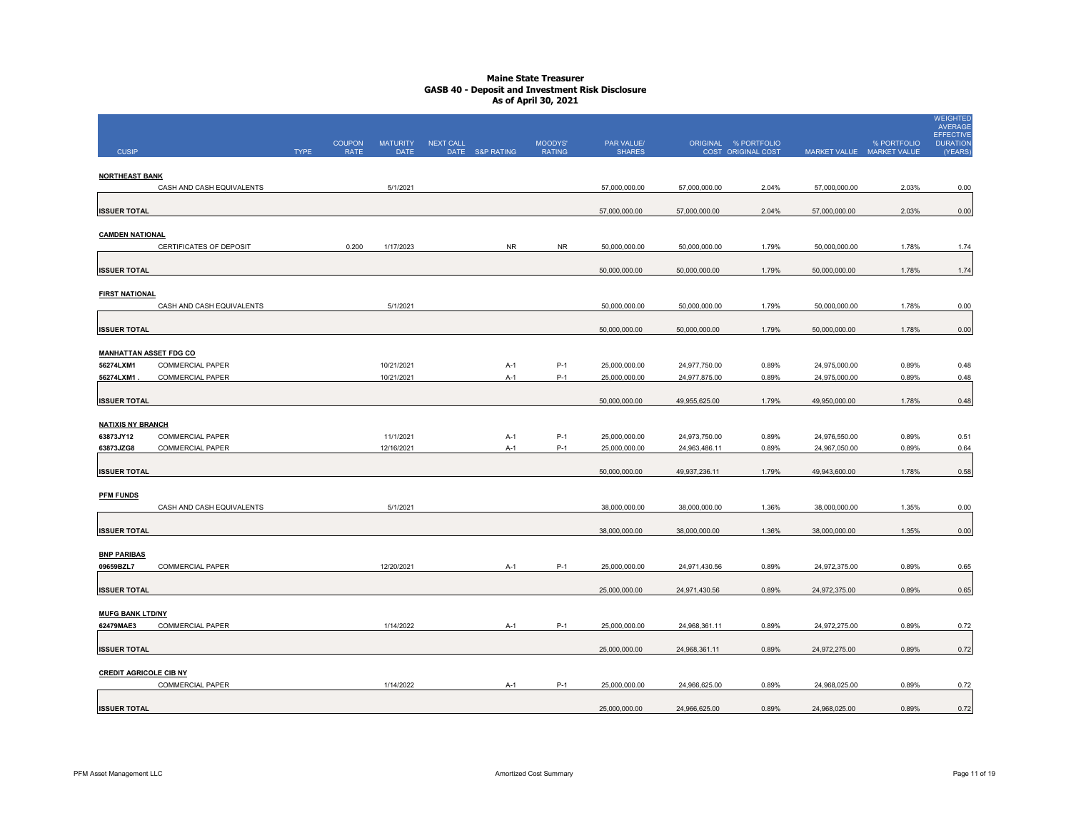# Maine State Treasurer
## GASB 40 - Deposit and Investment Risk Disclosure
### As of April 30, 2021

| CUSIP | | TYPE | COUPON RATE | MATURITY DATE | NEXT CALL DATE | S&P RATING | MOODYS' RATING | PAR VALUE/ SHARES | ORIGINAL COST | % PORTFOLIO ORIGINAL COST | MARKET VALUE | % PORTFOLIO MARKET VALUE | WEIGHTED AVERAGE EFFECTIVE DURATION (YEARS) |
|---|---|---|---|---|---|---|---|---|---|---|---|---|---|
| **NORTHEAST BANK** | | | | | | | | | | | | | |
| | CASH AND CASH EQUIVALENTS | | | 5/1/2021 | | | | 57,000,000.00 | 57,000,000.00 | 2.04% | 57,000,000.00 | 2.03% | 0.00 |
| **ISSUER TOTAL** | | | | | | | | 57,000,000.00 | 57,000,000.00 | 2.04% | 57,000,000.00 | 2.03% | 0.00 |
| **CAMDEN NATIONAL** | | | | | | | | | | | | | |
| | CERTIFICATES OF DEPOSIT | | 0.200 | 1/17/2023 | | NR | NR | 50,000,000.00 | 50,000,000.00 | 1.79% | 50,000,000.00 | 1.78% | 1.74 |
| **ISSUER TOTAL** | | | | | | | | 50,000,000.00 | 50,000,000.00 | 1.79% | 50,000,000.00 | 1.78% | 1.74 |
| **FIRST NATIONAL** | | | | | | | | | | | | | |
| | CASH AND CASH EQUIVALENTS | | | 5/1/2021 | | | | 50,000,000.00 | 50,000,000.00 | 1.79% | 50,000,000.00 | 1.78% | 0.00 |
| **ISSUER TOTAL** | | | | | | | | 50,000,000.00 | 50,000,000.00 | 1.79% | 50,000,000.00 | 1.78% | 0.00 |
| **MANHATTAN ASSET FDG CO** | | | | | | | | | | | | | |
| 56274LXM1 | COMMERCIAL PAPER | | | 10/21/2021 | | A-1 | P-1 | 25,000,000.00 | 24,977,750.00 | 0.89% | 24,975,000.00 | 0.89% | 0.48 |
| 56274LXM1 . | COMMERCIAL PAPER | | | 10/21/2021 | | A-1 | P-1 | 25,000,000.00 | 24,977,875.00 | 0.89% | 24,975,000.00 | 0.89% | 0.48 |
| **ISSUER TOTAL** | | | | | | | | 50,000,000.00 | 49,955,625.00 | 1.79% | 49,950,000.00 | 1.78% | 0.48 |
| **NATIXIS NY BRANCH** | | | | | | | | | | | | | |
| 63873JY12 | COMMERCIAL PAPER | | | 11/1/2021 | | A-1 | P-1 | 25,000,000.00 | 24,973,750.00 | 0.89% | 24,976,550.00 | 0.89% | 0.51 |
| 63873JZG8 | COMMERCIAL PAPER | | | 12/16/2021 | | A-1 | P-1 | 25,000,000.00 | 24,963,486.11 | 0.89% | 24,967,050.00 | 0.89% | 0.64 |
| **ISSUER TOTAL** | | | | | | | | 50,000,000.00 | 49,937,236.11 | 1.79% | 49,943,600.00 | 1.78% | 0.58 |
| **PFM FUNDS** | | | | | | | | | | | | | |
| | CASH AND CASH EQUIVALENTS | | | 5/1/2021 | | | | 38,000,000.00 | 38,000,000.00 | 1.36% | 38,000,000.00 | 1.35% | 0.00 |
| **ISSUER TOTAL** | | | | | | | | 38,000,000.00 | 38,000,000.00 | 1.36% | 38,000,000.00 | 1.35% | 0.00 |
| **BNP PARIBAS** | | | | | | | | | | | | | |
| 09659BZL7 | COMMERCIAL PAPER | | | 12/20/2021 | | A-1 | P-1 | 25,000,000.00 | 24,971,430.56 | 0.89% | 24,972,375.00 | 0.89% | 0.65 |
| **ISSUER TOTAL** | | | | | | | | 25,000,000.00 | 24,971,430.56 | 0.89% | 24,972,375.00 | 0.89% | 0.65 |
| **MUFG BANK LTD/NY** | | | | | | | | | | | | | |
| 62479MAE3 | COMMERCIAL PAPER | | | 1/14/2022 | | A-1 | P-1 | 25,000,000.00 | 24,968,361.11 | 0.89% | 24,972,275.00 | 0.89% | 0.72 |
| **ISSUER TOTAL** | | | | | | | | 25,000,000.00 | 24,968,361.11 | 0.89% | 24,972,275.00 | 0.89% | 0.72 |
| **CREDIT AGRICOLE CIB NY** | | | | | | | | | | | | | |
| | COMMERCIAL PAPER | | | 1/14/2022 | | A-1 | P-1 | 25,000,000.00 | 24,966,625.00 | 0.89% | 24,968,025.00 | 0.89% | 0.72 |
| **ISSUER TOTAL** | | | | | | | | 25,000,000.00 | 24,966,625.00 | 0.89% | 24,968,025.00 | 0.89% | 0.72 |

PFM Asset Management LLC — Amortized Cost Summary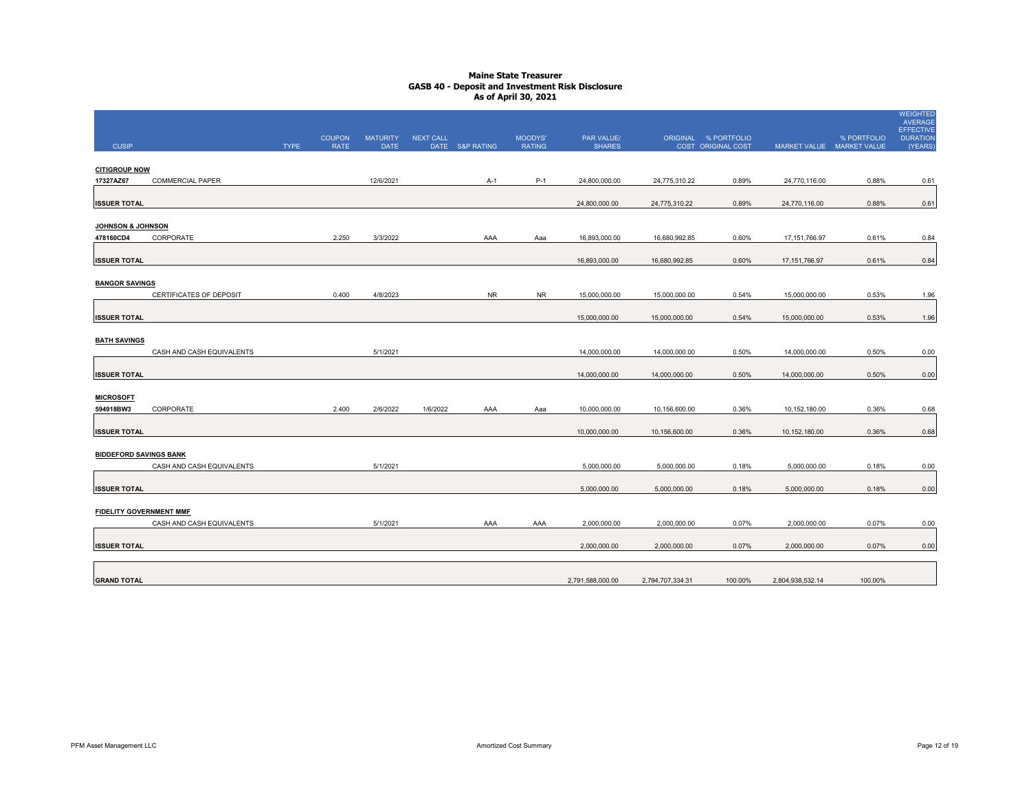# Maine State Treasurer
## GASB 40 - Deposit and Investment Risk Disclosure
### As of April 30, 2021

| CUSIP | | TYPE | COUPON RATE | MATURITY DATE | NEXT CALL DATE | S&P RATING | MOODYS' RATING | PAR VALUE/ SHARES | ORIGINAL COST | % PORTFOLIO ORIGINAL COST | MARKET VALUE | % PORTFOLIO MARKET VALUE | WEIGHTED AVERAGE EFFECTIVE DURATION (YEARS) |
|---|---|---|---|---|---|---|---|---|---|---|---|---|---|
| **CITIGROUP NOW** | | | | | | | | | | | | | |
| 17327AZ67 | COMMERCIAL PAPER | | | 12/6/2021 | | A-1 | P-1 | 24,800,000.00 | 24,775,310.22 | 0.89% | 24,770,116.00 | 0.88% | 0.61 |
| **ISSUER TOTAL** | | | | | | | | 24,800,000.00 | 24,775,310.22 | 0.89% | 24,770,116.00 | 0.88% | 0.61 |
| **JOHNSON & JOHNSON** | | | | | | | | | | | | | |
| 478160CD4 | CORPORATE | | 2.250 | 3/3/2022 | | AAA | Aaa | 16,893,000.00 | 16,680,992.85 | 0.60% | 17,151,766.97 | 0.61% | 0.84 |
| **ISSUER TOTAL** | | | | | | | | 16,893,000.00 | 16,680,992.85 | 0.60% | 17,151,766.97 | 0.61% | 0.84 |
| **BANGOR SAVINGS** | | | | | | | | | | | | | |
| | CERTIFICATES OF DEPOSIT | | 0.400 | 4/8/2023 | | NR | NR | 15,000,000.00 | 15,000,000.00 | 0.54% | 15,000,000.00 | 0.53% | 1.96 |
| **ISSUER TOTAL** | | | | | | | | 15,000,000.00 | 15,000,000.00 | 0.54% | 15,000,000.00 | 0.53% | 1.96 |
| **BATH SAVINGS** | | | | | | | | | | | | | |
| | CASH AND CASH EQUIVALENTS | | | 5/1/2021 | | | | 14,000,000.00 | 14,000,000.00 | 0.50% | 14,000,000.00 | 0.50% | 0.00 |
| **ISSUER TOTAL** | | | | | | | | 14,000,000.00 | 14,000,000.00 | 0.50% | 14,000,000.00 | 0.50% | 0.00 |
| **MICROSOFT** | | | | | | | | | | | | | |
| 594918BW3 | CORPORATE | | 2.400 | 2/6/2022 | 1/6/2022 | AAA | Aaa | 10,000,000.00 | 10,156,600.00 | 0.36% | 10,152,180.00 | 0.36% | 0.68 |
| **ISSUER TOTAL** | | | | | | | | 10,000,000.00 | 10,156,600.00 | 0.36% | 10,152,180.00 | 0.36% | 0.68 |
| **BIDDEFORD SAVINGS BANK** | | | | | | | | | | | | | |
| | CASH AND CASH EQUIVALENTS | | | 5/1/2021 | | | | 5,000,000.00 | 5,000,000.00 | 0.18% | 5,000,000.00 | 0.18% | 0.00 |
| **ISSUER TOTAL** | | | | | | | | 5,000,000.00 | 5,000,000.00 | 0.18% | 5,000,000.00 | 0.18% | 0.00 |
| **FIDELITY GOVERNMENT MMF** | | | | | | | | | | | | | |
| | CASH AND CASH EQUIVALENTS | | | 5/1/2021 | | AAA | AAA | 2,000,000.00 | 2,000,000.00 | 0.07% | 2,000,000.00 | 0.07% | 0.00 |
| **ISSUER TOTAL** | | | | | | | | 2,000,000.00 | 2,000,000.00 | 0.07% | 2,000,000.00 | 0.07% | 0.00 |
| **GRAND TOTAL** | | | | | | | | 2,791,588,000.00 | 2,794,707,334.31 | 100.00% | 2,804,938,532.14 | 100.00% | |

PFM Asset Management LLC — Amortized Cost Summary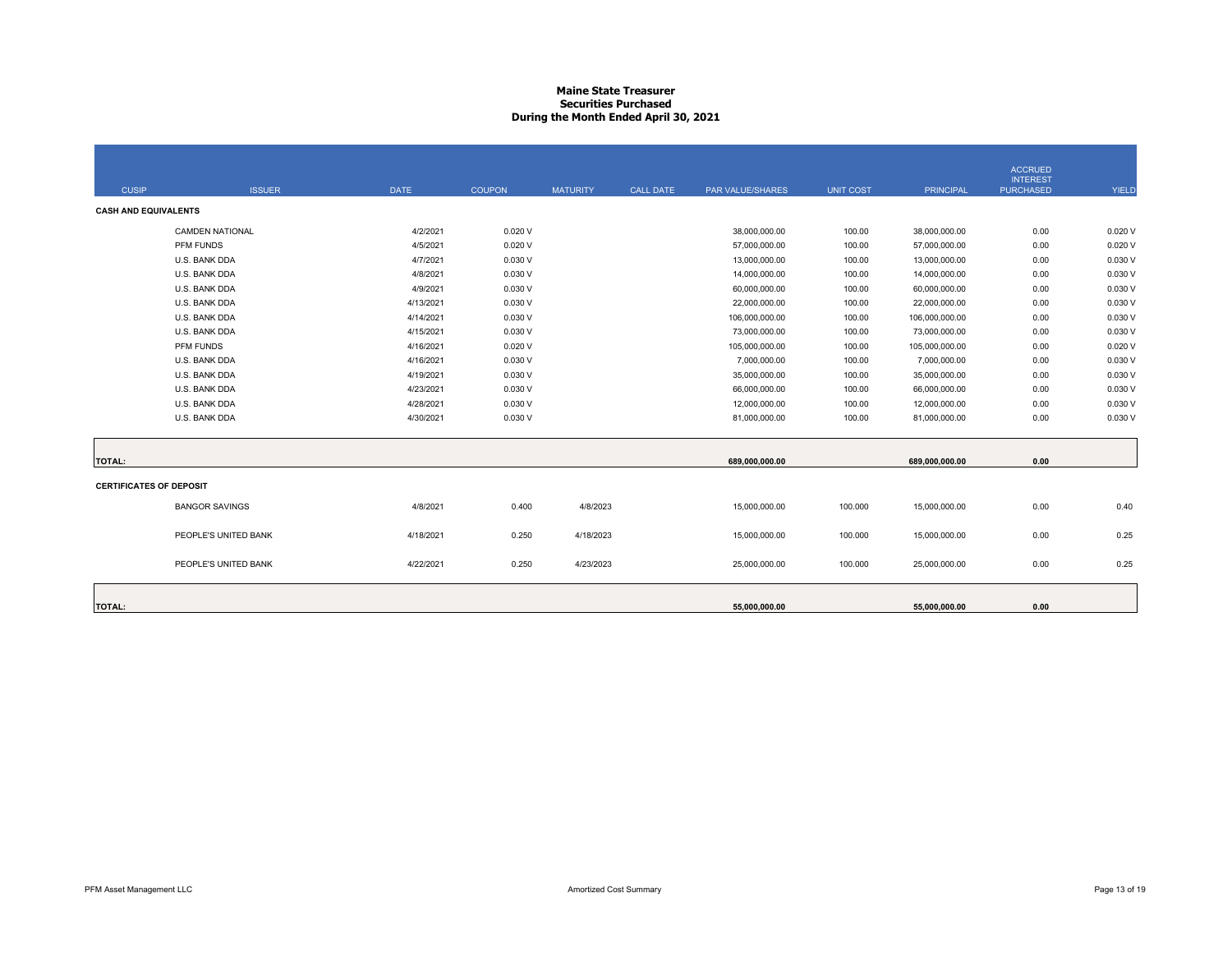# Maine State Treasurer
## Securities Purchased
### During the Month Ended April 30, 2021

| CUSIP | ISSUER | DATE | COUPON | MATURITY | CALL DATE | PAR VALUE/SHARES | UNIT COST | PRINCIPAL | ACCRUED INTEREST PURCHASED | YIELD |
|---|---|---|---|---|---|---|---|---|---|---|
| **CASH AND EQUIVALENTS** | | | | | | | | | | |
| | CAMDEN NATIONAL | 4/2/2021 | 0.020 V | | | 38,000,000.00 | 100.00 | 38,000,000.00 | 0.00 | 0.020 V |
| | PFM FUNDS | 4/5/2021 | 0.020 V | | | 57,000,000.00 | 100.00 | 57,000,000.00 | 0.00 | 0.020 V |
| | U.S. BANK DDA | 4/7/2021 | 0.030 V | | | 13,000,000.00 | 100.00 | 13,000,000.00 | 0.00 | 0.030 V |
| | U.S. BANK DDA | 4/8/2021 | 0.030 V | | | 14,000,000.00 | 100.00 | 14,000,000.00 | 0.00 | 0.030 V |
| | U.S. BANK DDA | 4/9/2021 | 0.030 V | | | 60,000,000.00 | 100.00 | 60,000,000.00 | 0.00 | 0.030 V |
| | U.S. BANK DDA | 4/13/2021 | 0.030 V | | | 22,000,000.00 | 100.00 | 22,000,000.00 | 0.00 | 0.030 V |
| | U.S. BANK DDA | 4/14/2021 | 0.030 V | | | 106,000,000.00 | 100.00 | 106,000,000.00 | 0.00 | 0.030 V |
| | U.S. BANK DDA | 4/15/2021 | 0.030 V | | | 73,000,000.00 | 100.00 | 73,000,000.00 | 0.00 | 0.030 V |
| | PFM FUNDS | 4/16/2021 | 0.020 V | | | 105,000,000.00 | 100.00 | 105,000,000.00 | 0.00 | 0.020 V |
| | U.S. BANK DDA | 4/16/2021 | 0.030 V | | | 7,000,000.00 | 100.00 | 7,000,000.00 | 0.00 | 0.030 V |
| | U.S. BANK DDA | 4/19/2021 | 0.030 V | | | 35,000,000.00 | 100.00 | 35,000,000.00 | 0.00 | 0.030 V |
| | U.S. BANK DDA | 4/23/2021 | 0.030 V | | | 66,000,000.00 | 100.00 | 66,000,000.00 | 0.00 | 0.030 V |
| | U.S. BANK DDA | 4/28/2021 | 0.030 V | | | 12,000,000.00 | 100.00 | 12,000,000.00 | 0.00 | 0.030 V |
| | U.S. BANK DDA | 4/30/2021 | 0.030 V | | | 81,000,000.00 | 100.00 | 81,000,000.00 | 0.00 | 0.030 V |
| **TOTAL:** | | | | | | **689,000,000.00** | | **689,000,000.00** | **0.00** | |
| **CERTIFICATES OF DEPOSIT** | | | | | | | | | | |
| | BANGOR SAVINGS | 4/8/2021 | 0.400 | 4/8/2023 | | 15,000,000.00 | 100.000 | 15,000,000.00 | 0.00 | 0.40 |
| | PEOPLE'S UNITED BANK | 4/18/2021 | 0.250 | 4/18/2023 | | 15,000,000.00 | 100.000 | 15,000,000.00 | 0.00 | 0.25 |
| | PEOPLE'S UNITED BANK | 4/22/2021 | 0.250 | 4/23/2023 | | 25,000,000.00 | 100.000 | 25,000,000.00 | 0.00 | 0.25 |
| **TOTAL:** | | | | | | **55,000,000.00** | | **55,000,000.00** | **0.00** | |

PFM Asset Management LLC — Amortized Cost Summary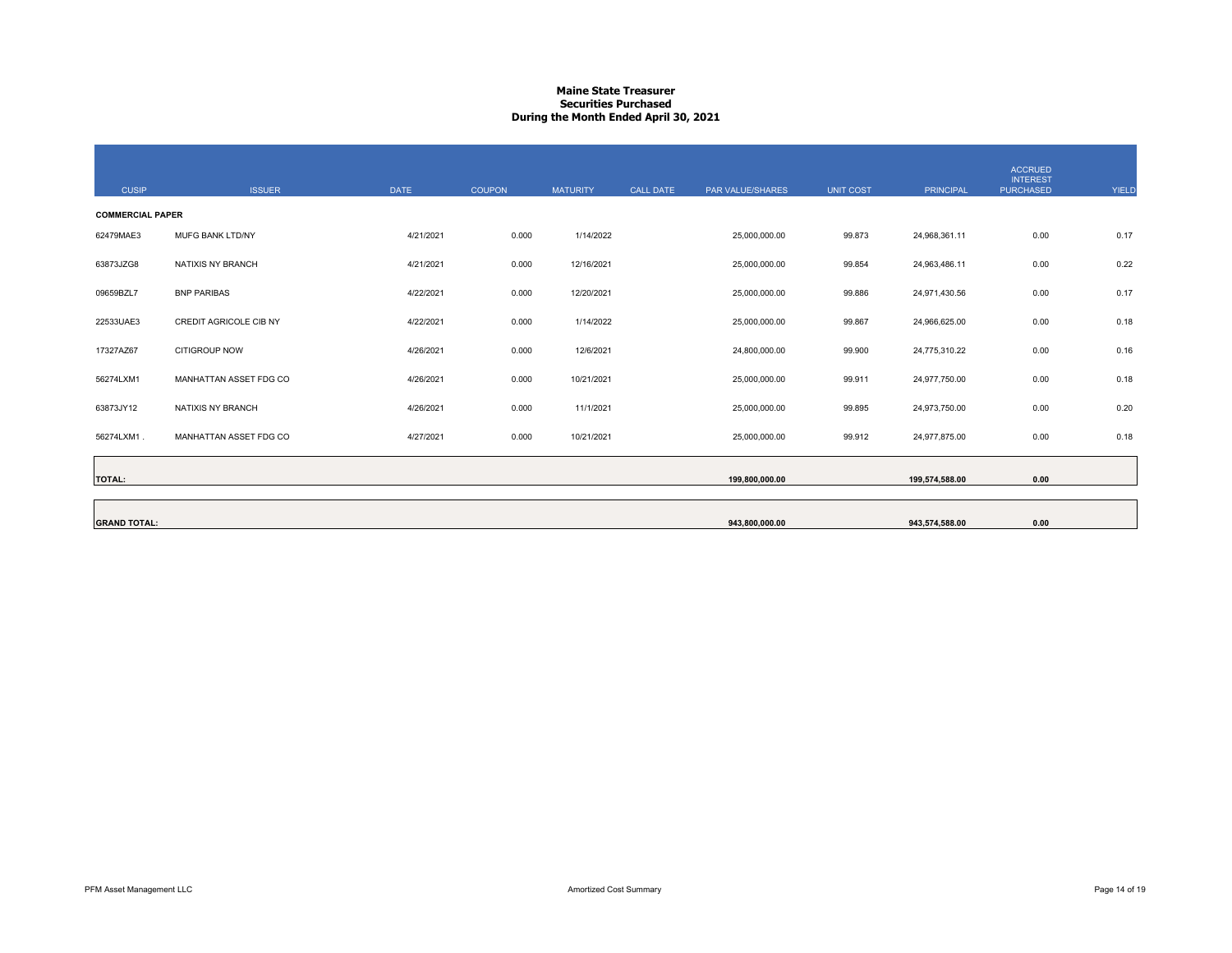**Maine State Treasurer**
**Securities Purchased**
**During the Month Ended April 30, 2021**

| CUSIP | ISSUER | DATE | COUPON | MATURITY | CALL DATE | PAR VALUE/SHARES | UNIT COST | PRINCIPAL | ACCRUED INTEREST PURCHASED | YIELD |
|---|---|---|---|---|---|---|---|---|---|---|
| **COMMERCIAL PAPER** | | | | | | | | | | |
| 62479MAE3 | MUFG BANK LTD/NY | 4/21/2021 | 0.000 | 1/14/2022 | | 25,000,000.00 | 99.873 | 24,968,361.11 | 0.00 | 0.17 |
| 63873JZG8 | NATIXIS NY BRANCH | 4/21/2021 | 0.000 | 12/16/2021 | | 25,000,000.00 | 99.854 | 24,963,486.11 | 0.00 | 0.22 |
| 09659BZL7 | BNP PARIBAS | 4/22/2021 | 0.000 | 12/20/2021 | | 25,000,000.00 | 99.886 | 24,971,430.56 | 0.00 | 0.17 |
| 22533UAE3 | CREDIT AGRICOLE CIB NY | 4/22/2021 | 0.000 | 1/14/2022 | | 25,000,000.00 | 99.867 | 24,966,625.00 | 0.00 | 0.18 |
| 17327AZ67 | CITIGROUP NOW | 4/26/2021 | 0.000 | 12/6/2021 | | 24,800,000.00 | 99.900 | 24,775,310.22 | 0.00 | 0.16 |
| 56274LXM1 | MANHATTAN ASSET FDG CO | 4/26/2021 | 0.000 | 10/21/2021 | | 25,000,000.00 | 99.911 | 24,977,750.00 | 0.00 | 0.18 |
| 63873JY12 | NATIXIS NY BRANCH | 4/26/2021 | 0.000 | 11/1/2021 | | 25,000,000.00 | 99.895 | 24,973,750.00 | 0.00 | 0.20 |
| 56274LXM1 . | MANHATTAN ASSET FDG CO | 4/27/2021 | 0.000 | 10/21/2021 | | 25,000,000.00 | 99.912 | 24,977,875.00 | 0.00 | 0.18 |
| **TOTAL:** | | | | | | **199,800,000.00** | | **199,574,588.00** | **0.00** | |
| **GRAND TOTAL:** | | | | | | **943,800,000.00** | | **943,574,588.00** | **0.00** | |

PFM Asset Management LLC — Amortized Cost Summary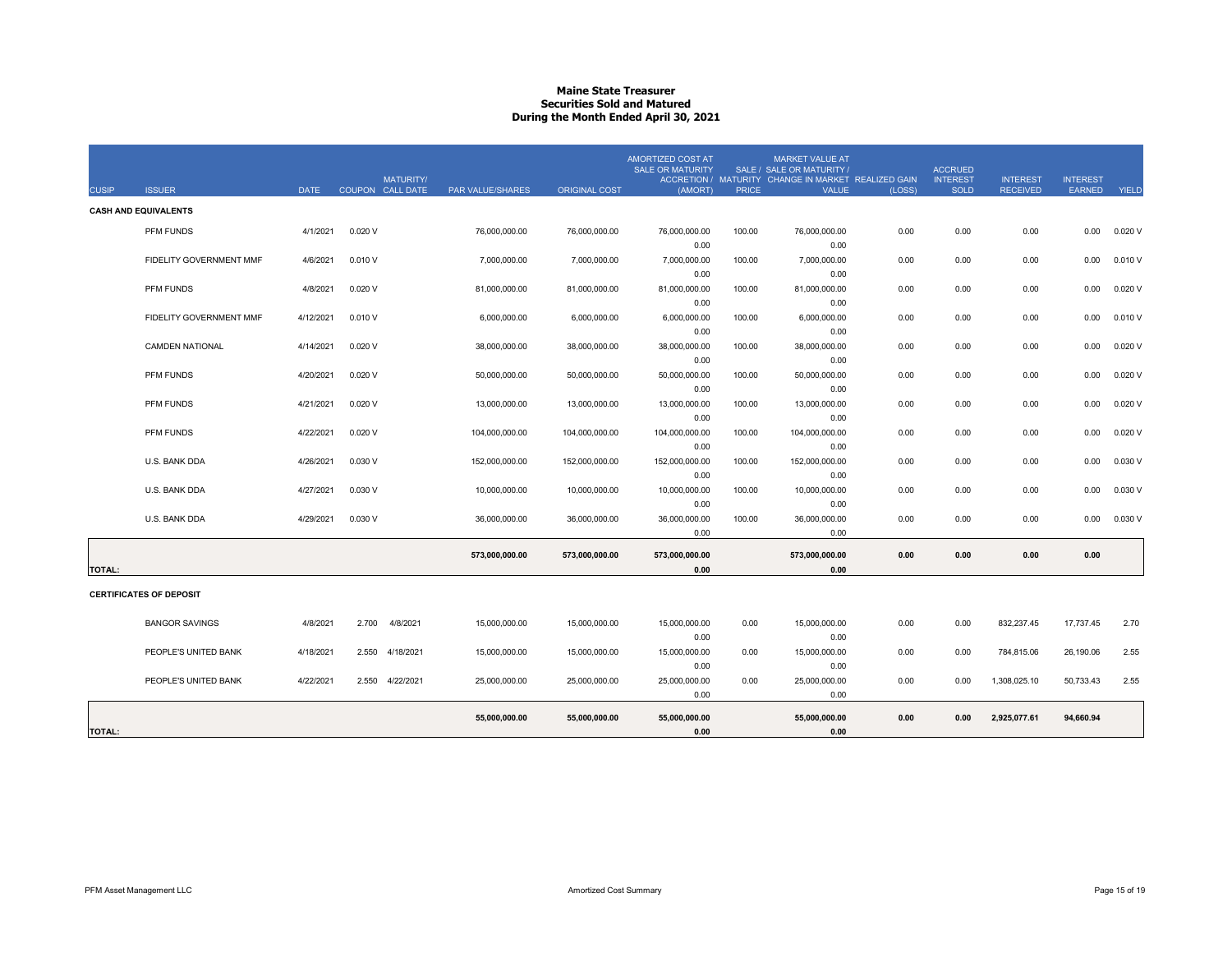# Maine State Treasurer
## Securities Sold and Matured
### During the Month Ended April 30, 2021

| CUSIP | ISSUER | DATE | COUPON | MATURITY/ CALL DATE | PAR VALUE/SHARES | ORIGINAL COST | AMORTIZED COST AT SALE OR MATURITY ACCRETION / (AMORT) | SALE / MATURITY PRICE | MARKET VALUE AT SALE OR MATURITY / CHANGE IN MARKET VALUE | REALIZED GAIN (LOSS) | ACCRUED INTEREST SOLD | INTEREST RECEIVED | INTEREST EARNED | YIELD |
|---|---|---|---|---|---|---|---|---|---|---|---|---|---|---|
| **CASH AND EQUIVALENTS** | | | | | | | | | | | | | | |
| | PFM FUNDS | 4/1/2021 | 0.020 V | | 76,000,000.00 | 76,000,000.00 | 76,000,000.00 | 100.00 | 76,000,000.00 | 0.00 | 0.00 | 0.00 | 0.00 | 0.020 V |
| | | | | | | | 0.00 | | 0.00 | | | | | |
| | FIDELITY GOVERNMENT MMF | 4/6/2021 | 0.010 V | | 7,000,000.00 | 7,000,000.00 | 7,000,000.00 | 100.00 | 7,000,000.00 | 0.00 | 0.00 | 0.00 | 0.00 | 0.010 V |
| | | | | | | | 0.00 | | 0.00 | | | | | |
| | PFM FUNDS | 4/8/2021 | 0.020 V | | 81,000,000.00 | 81,000,000.00 | 81,000,000.00 | 100.00 | 81,000,000.00 | 0.00 | 0.00 | 0.00 | 0.00 | 0.020 V |
| | | | | | | | 0.00 | | 0.00 | | | | | |
| | FIDELITY GOVERNMENT MMF | 4/12/2021 | 0.010 V | | 6,000,000.00 | 6,000,000.00 | 6,000,000.00 | 100.00 | 6,000,000.00 | 0.00 | 0.00 | 0.00 | 0.00 | 0.010 V |
| | | | | | | | 0.00 | | 0.00 | | | | | |
| | CAMDEN NATIONAL | 4/14/2021 | 0.020 V | | 38,000,000.00 | 38,000,000.00 | 38,000,000.00 | 100.00 | 38,000,000.00 | 0.00 | 0.00 | 0.00 | 0.00 | 0.020 V |
| | | | | | | | 0.00 | | 0.00 | | | | | |
| | PFM FUNDS | 4/20/2021 | 0.020 V | | 50,000,000.00 | 50,000,000.00 | 50,000,000.00 | 100.00 | 50,000,000.00 | 0.00 | 0.00 | 0.00 | 0.00 | 0.020 V |
| | | | | | | | 0.00 | | 0.00 | | | | | |
| | PFM FUNDS | 4/21/2021 | 0.020 V | | 13,000,000.00 | 13,000,000.00 | 13,000,000.00 | 100.00 | 13,000,000.00 | 0.00 | 0.00 | 0.00 | 0.00 | 0.020 V |
| | | | | | | | 0.00 | | 0.00 | | | | | |
| | PFM FUNDS | 4/22/2021 | 0.020 V | | 104,000,000.00 | 104,000,000.00 | 104,000,000.00 | 100.00 | 104,000,000.00 | 0.00 | 0.00 | 0.00 | 0.00 | 0.020 V |
| | | | | | | | 0.00 | | 0.00 | | | | | |
| | U.S. BANK DDA | 4/26/2021 | 0.030 V | | 152,000,000.00 | 152,000,000.00 | 152,000,000.00 | 100.00 | 152,000,000.00 | 0.00 | 0.00 | 0.00 | 0.00 | 0.030 V |
| | | | | | | | 0.00 | | 0.00 | | | | | |
| | U.S. BANK DDA | 4/27/2021 | 0.030 V | | 10,000,000.00 | 10,000,000.00 | 10,000,000.00 | 100.00 | 10,000,000.00 | 0.00 | 0.00 | 0.00 | 0.00 | 0.030 V |
| | | | | | | | 0.00 | | 0.00 | | | | | |
| | U.S. BANK DDA | 4/29/2021 | 0.030 V | | 36,000,000.00 | 36,000,000.00 | 36,000,000.00 | 100.00 | 36,000,000.00 | 0.00 | 0.00 | 0.00 | 0.00 | 0.030 V |
| | | | | | | | 0.00 | | 0.00 | | | | | |
| **TOTAL:** | | | | | **573,000,000.00** | **573,000,000.00** | **573,000,000.00** | | **573,000,000.00** | **0.00** | **0.00** | **0.00** | **0.00** | |
| | | | | | | | **0.00** | | **0.00** | | | | | |
| **CERTIFICATES OF DEPOSIT** | | | | | | | | | | | | | | |
| | BANGOR SAVINGS | 4/8/2021 | 2.700 | 4/8/2021 | 15,000,000.00 | 15,000,000.00 | 15,000,000.00 | 0.00 | 15,000,000.00 | 0.00 | 0.00 | 832,237.45 | 17,737.45 | 2.70 |
| | | | | | | | 0.00 | | 0.00 | | | | | |
| | PEOPLE'S UNITED BANK | 4/18/2021 | 2.550 | 4/18/2021 | 15,000,000.00 | 15,000,000.00 | 15,000,000.00 | 0.00 | 15,000,000.00 | 0.00 | 0.00 | 784,815.06 | 26,190.06 | 2.55 |
| | | | | | | | 0.00 | | 0.00 | | | | | |
| | PEOPLE'S UNITED BANK | 4/22/2021 | 2.550 | 4/22/2021 | 25,000,000.00 | 25,000,000.00 | 25,000,000.00 | 0.00 | 25,000,000.00 | 0.00 | 0.00 | 1,308,025.10 | 50,733.43 | 2.55 |
| | | | | | | | 0.00 | | 0.00 | | | | | |
| **TOTAL:** | | | | | **55,000,000.00** | **55,000,000.00** | **55,000,000.00** | | **55,000,000.00** | **0.00** | **0.00** | **2,925,077.61** | **94,660.94** | |
| | | | | | | | **0.00** | | **0.00** | | | | | |

PFM Asset Management LLC — Amortized Cost Summary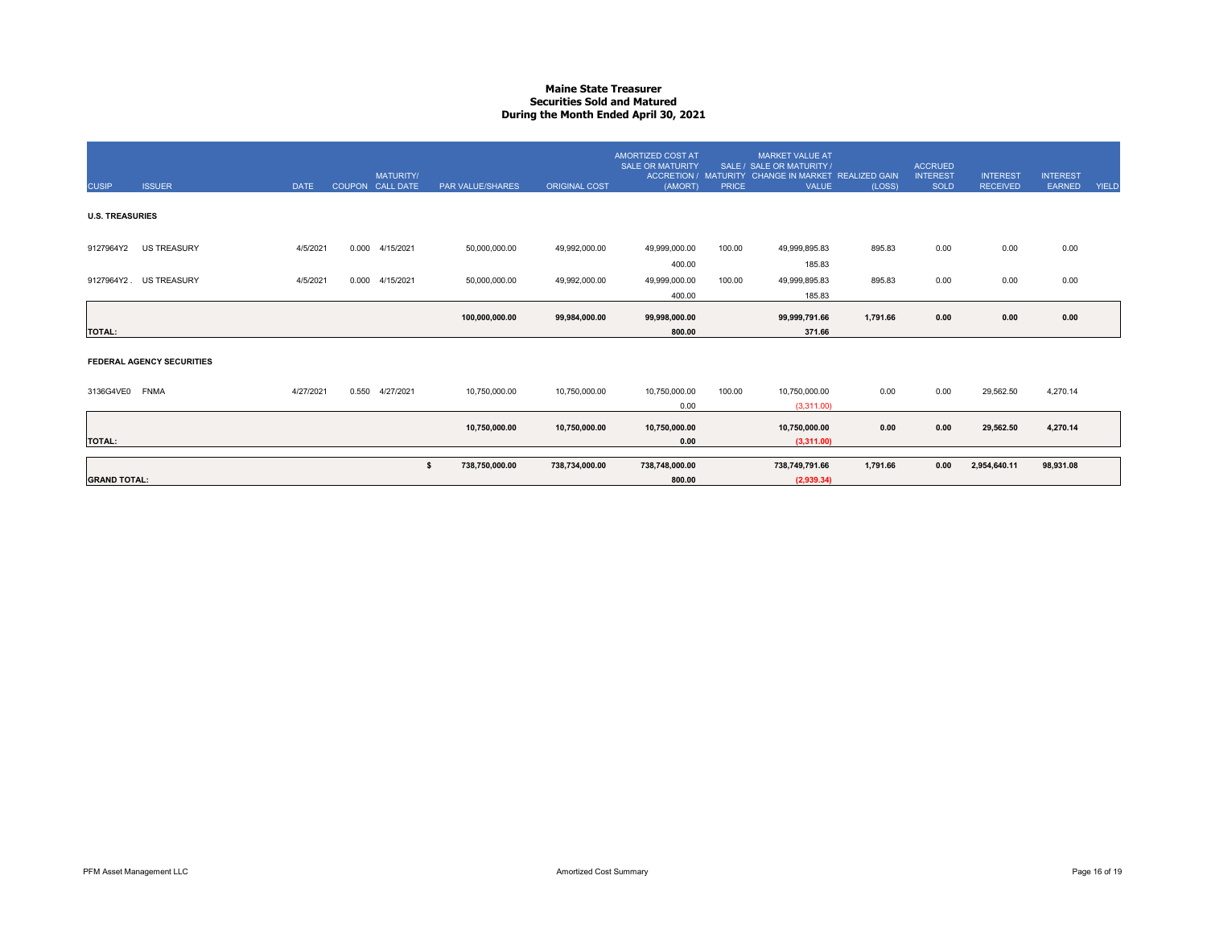# Maine State Treasurer
## Securities Sold and Matured
## During the Month Ended April 30, 2021

| CUSIP | ISSUER | DATE | COUPON | MATURITY/ CALL DATE | PAR VALUE/SHARES | ORIGINAL COST | AMORTIZED COST AT SALE OR MATURITY ACCRETION / (AMORT) | SALE / MATURITY PRICE | MARKET VALUE AT SALE OR MATURITY / CHANGE IN MARKET VALUE | REALIZED GAIN (LOSS) | ACCRUED INTEREST SOLD | INTEREST RECEIVED | INTEREST EARNED | YIELD |
|---|---|---|---|---|---|---|---|---|---|---|---|---|---|---|
| **U.S. TREASURIES** | | | | | | | | | | | | | | |
| 9127964Y2 | US TREASURY | 4/5/2021 | 0.000 | 4/15/2021 | 50,000,000.00 | 49,992,000.00 | 49,999,000.00 | 100.00 | 49,999,895.83 | 895.83 | 0.00 | 0.00 | 0.00 | |
| | | | | | | | 400.00 | | 185.83 | | | | | |
| 9127964Y2 . | US TREASURY | 4/5/2021 | 0.000 | 4/15/2021 | 50,000,000.00 | 49,992,000.00 | 49,999,000.00 | 100.00 | 49,999,895.83 | 895.83 | 0.00 | 0.00 | 0.00 | |
| | | | | | | | 400.00 | | 185.83 | | | | | |
| **TOTAL:** | | | | | **100,000,000.00** | **99,984,000.00** | **99,998,000.00** | | **99,999,791.66** | **1,791.66** | **0.00** | **0.00** | **0.00** | |
| | | | | | | | **800.00** | | **371.66** | | | | | |
| **FEDERAL AGENCY SECURITIES** | | | | | | | | | | | | | | |
| 3136G4VE0 | FNMA | 4/27/2021 | 0.550 | 4/27/2021 | 10,750,000.00 | 10,750,000.00 | 10,750,000.00 | 100.00 | 10,750,000.00 | 0.00 | 0.00 | 29,562.50 | 4,270.14 | |
| | | | | | | | 0.00 | | (3,311.00) | | | | | |
| **TOTAL:** | | | | | **10,750,000.00** | **10,750,000.00** | **10,750,000.00** | | **10,750,000.00** | **0.00** | **0.00** | **29,562.50** | **4,270.14** | |
| | | | | | | | **0.00** | | **(3,311.00)** | | | | | |
| **GRAND TOTAL:** | | | | | **$ 738,750,000.00** | **738,734,000.00** | **738,748,000.00** | | **738,749,791.66** | **1,791.66** | **0.00** | **2,954,640.11** | **98,931.08** | |
| | | | | | | | **800.00** | | **(2,939.34)** | | | | | |

PFM Asset Management LLC

Amortized Cost Summary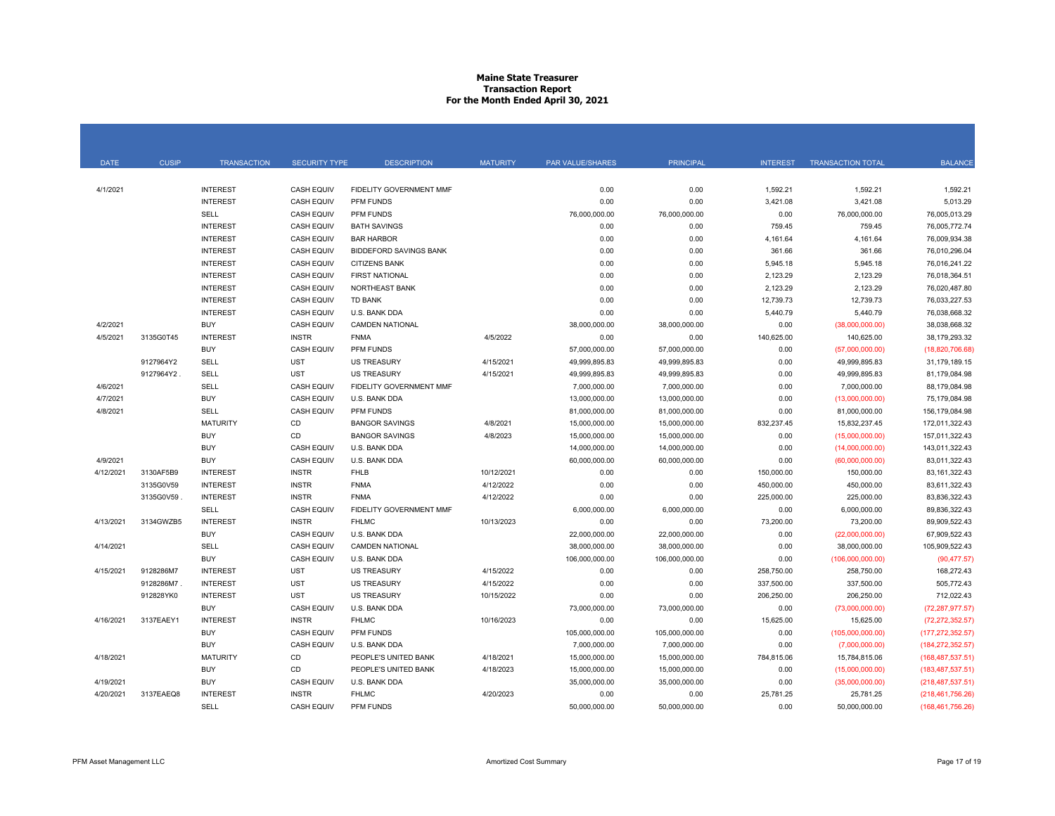# Maine State Treasurer
## Transaction Report
### For the Month Ended April 30, 2021

| DATE | CUSIP | TRANSACTION | SECURITY TYPE | DESCRIPTION | MATURITY | PAR VALUE/SHARES | PRINCIPAL | INTEREST | TRANSACTION TOTAL | BALANCE |
|---|---|---|---|---|---|---|---|---|---|---|
| 4/1/2021 | | INTEREST | CASH EQUIV | FIDELITY GOVERNMENT MMF | | 0.00 | 0.00 | 1,592.21 | 1,592.21 | 1,592.21 |
| | | INTEREST | CASH EQUIV | PFM FUNDS | | 0.00 | 0.00 | 3,421.08 | 3,421.08 | 5,013.29 |
| | | SELL | CASH EQUIV | PFM FUNDS | | 76,000,000.00 | 76,000,000.00 | 0.00 | 76,000,000.00 | 76,005,013.29 |
| | | INTEREST | CASH EQUIV | BATH SAVINGS | | 0.00 | 0.00 | 759.45 | 759.45 | 76,005,772.74 |
| | | INTEREST | CASH EQUIV | BAR HARBOR | | 0.00 | 0.00 | 4,161.64 | 4,161.64 | 76,009,934.38 |
| | | INTEREST | CASH EQUIV | BIDDEFORD SAVINGS BANK | | 0.00 | 0.00 | 361.66 | 361.66 | 76,010,296.04 |
| | | INTEREST | CASH EQUIV | CITIZENS BANK | | 0.00 | 0.00 | 5,945.18 | 5,945.18 | 76,016,241.22 |
| | | INTEREST | CASH EQUIV | FIRST NATIONAL | | 0.00 | 0.00 | 2,123.29 | 2,123.29 | 76,018,364.51 |
| | | INTEREST | CASH EQUIV | NORTHEAST BANK | | 0.00 | 0.00 | 2,123.29 | 2,123.29 | 76,020,487.80 |
| | | INTEREST | CASH EQUIV | TD BANK | | 0.00 | 0.00 | 12,739.73 | 12,739.73 | 76,033,227.53 |
| | | INTEREST | CASH EQUIV | U.S. BANK DDA | | 0.00 | 0.00 | 5,440.79 | 5,440.79 | 76,038,668.32 |
| 4/2/2021 | | BUY | CASH EQUIV | CAMDEN NATIONAL | | 38,000,000.00 | 38,000,000.00 | 0.00 | (38,000,000.00) | 38,038,668.32 |
| 4/5/2021 | 3135G0T45 | INTEREST | INSTR | FNMA | 4/5/2022 | 0.00 | 0.00 | 140,625.00 | 140,625.00 | 38,179,293.32 |
| | | BUY | CASH EQUIV | PFM FUNDS | | 57,000,000.00 | 57,000,000.00 | 0.00 | (57,000,000.00) | (18,820,706.68) |
| | 9127964Y2 | SELL | UST | US TREASURY | 4/15/2021 | 49,999,895.83 | 49,999,895.83 | 0.00 | 49,999,895.83 | 31,179,189.15 |
| | 9127964Y2 . | SELL | UST | US TREASURY | 4/15/2021 | 49,999,895.83 | 49,999,895.83 | 0.00 | 49,999,895.83 | 81,179,084.98 |
| 4/6/2021 | | SELL | CASH EQUIV | FIDELITY GOVERNMENT MMF | | 7,000,000.00 | 7,000,000.00 | 0.00 | 7,000,000.00 | 88,179,084.98 |
| 4/7/2021 | | BUY | CASH EQUIV | U.S. BANK DDA | | 13,000,000.00 | 13,000,000.00 | 0.00 | (13,000,000.00) | 75,179,084.98 |
| 4/8/2021 | | SELL | CASH EQUIV | PFM FUNDS | | 81,000,000.00 | 81,000,000.00 | 0.00 | 81,000,000.00 | 156,179,084.98 |
| | | MATURITY | CD | BANGOR SAVINGS | 4/8/2021 | 15,000,000.00 | 15,000,000.00 | 832,237.45 | 15,832,237.45 | 172,011,322.43 |
| | | BUY | CD | BANGOR SAVINGS | 4/8/2023 | 15,000,000.00 | 15,000,000.00 | 0.00 | (15,000,000.00) | 157,011,322.43 |
| | | BUY | CASH EQUIV | U.S. BANK DDA | | 14,000,000.00 | 14,000,000.00 | 0.00 | (14,000,000.00) | 143,011,322.43 |
| 4/9/2021 | | BUY | CASH EQUIV | U.S. BANK DDA | | 60,000,000.00 | 60,000,000.00 | 0.00 | (60,000,000.00) | 83,011,322.43 |
| 4/12/2021 | 3130AF5B9 | INTEREST | INSTR | FHLB | 10/12/2021 | 0.00 | 0.00 | 150,000.00 | 150,000.00 | 83,161,322.43 |
| | 3135G0V59 | INTEREST | INSTR | FNMA | 4/12/2022 | 0.00 | 0.00 | 450,000.00 | 450,000.00 | 83,611,322.43 |
| | 3135G0V59 . | INTEREST | INSTR | FNMA | 4/12/2022 | 0.00 | 0.00 | 225,000.00 | 225,000.00 | 83,836,322.43 |
| | | SELL | CASH EQUIV | FIDELITY GOVERNMENT MMF | | 6,000,000.00 | 6,000,000.00 | 0.00 | 6,000,000.00 | 89,836,322.43 |
| 4/13/2021 | 3134GWZB5 | INTEREST | INSTR | FHLMC | 10/13/2023 | 0.00 | 0.00 | 73,200.00 | 73,200.00 | 89,909,522.43 |
| | | BUY | CASH EQUIV | U.S. BANK DDA | | 22,000,000.00 | 22,000,000.00 | 0.00 | (22,000,000.00) | 67,909,522.43 |
| 4/14/2021 | | SELL | CASH EQUIV | CAMDEN NATIONAL | | 38,000,000.00 | 38,000,000.00 | 0.00 | 38,000,000.00 | 105,909,522.43 |
| | | BUY | CASH EQUIV | U.S. BANK DDA | | 106,000,000.00 | 106,000,000.00 | 0.00 | (106,000,000.00) | (90,477.57) |
| 4/15/2021 | 9128286M7 | INTEREST | UST | US TREASURY | 4/15/2022 | 0.00 | 0.00 | 258,750.00 | 258,750.00 | 168,272.43 |
| | 9128286M7 . | INTEREST | UST | US TREASURY | 4/15/2022 | 0.00 | 0.00 | 337,500.00 | 337,500.00 | 505,772.43 |
| | 912828YK0 | INTEREST | UST | US TREASURY | 10/15/2022 | 0.00 | 0.00 | 206,250.00 | 206,250.00 | 712,022.43 |
| | | BUY | CASH EQUIV | U.S. BANK DDA | | 73,000,000.00 | 73,000,000.00 | 0.00 | (73,000,000.00) | (72,287,977.57) |
| 4/16/2021 | 3137EAEY1 | INTEREST | INSTR | FHLMC | 10/16/2023 | 0.00 | 0.00 | 15,625.00 | 15,625.00 | (72,272,352.57) |
| | | BUY | CASH EQUIV | PFM FUNDS | | 105,000,000.00 | 105,000,000.00 | 0.00 | (105,000,000.00) | (177,272,352.57) |
| | | BUY | CASH EQUIV | U.S. BANK DDA | | 7,000,000.00 | 7,000,000.00 | 0.00 | (7,000,000.00) | (184,272,352.57) |
| 4/18/2021 | | MATURITY | CD | PEOPLE'S UNITED BANK | 4/18/2021 | 15,000,000.00 | 15,000,000.00 | 784,815.06 | 15,784,815.06 | (168,487,537.51) |
| | | BUY | CD | PEOPLE'S UNITED BANK | 4/18/2023 | 15,000,000.00 | 15,000,000.00 | 0.00 | (15,000,000.00) | (183,487,537.51) |
| 4/19/2021 | | BUY | CASH EQUIV | U.S. BANK DDA | | 35,000,000.00 | 35,000,000.00 | 0.00 | (35,000,000.00) | (218,487,537.51) |
| 4/20/2021 | 3137EAEQ8 | INTEREST | INSTR | FHLMC | 4/20/2023 | 0.00 | 0.00 | 25,781.25 | 25,781.25 | (218,461,756.26) |
| | | SELL | CASH EQUIV | PFM FUNDS | | 50,000,000.00 | 50,000,000.00 | 0.00 | 50,000,000.00 | (168,461,756.26) |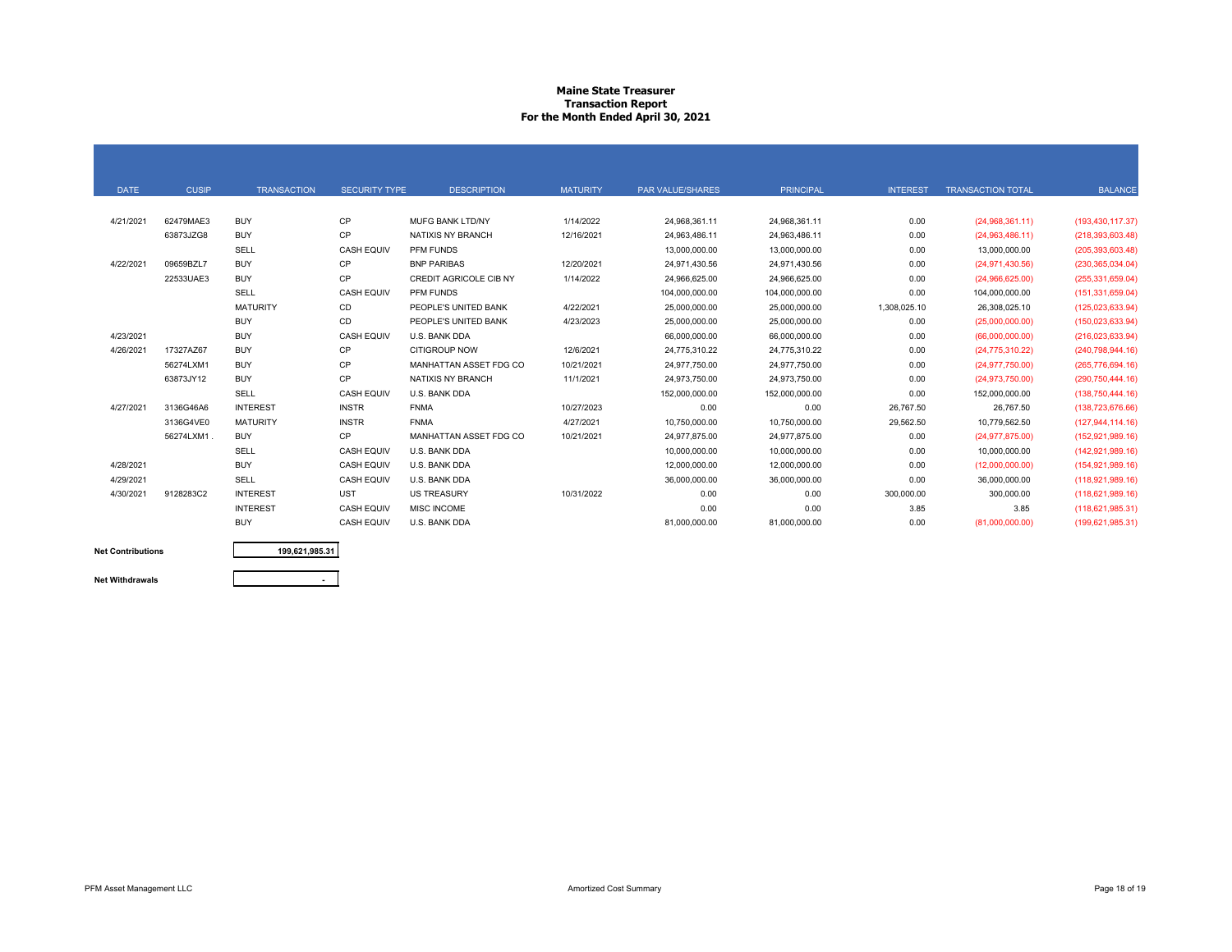# Maine State Treasurer
## Transaction Report
### For the Month Ended April 30, 2021

| DATE | CUSIP | TRANSACTION | SECURITY TYPE | DESCRIPTION | MATURITY | PAR VALUE/SHARES | PRINCIPAL | INTEREST | TRANSACTION TOTAL | BALANCE |
|---|---|---|---|---|---|---|---|---|---|---|
| 4/21/2021 | 62479MAE3 | BUY | CP | MUFG BANK LTD/NY | 1/14/2022 | 24,968,361.11 | 24,968,361.11 | 0.00 | (24,968,361.11) | (193,430,117.37) |
| | 63873JZG8 | BUY | CP | NATIXIS NY BRANCH | 12/16/2021 | 24,963,486.11 | 24,963,486.11 | 0.00 | (24,963,486.11) | (218,393,603.48) |
| | | SELL | CASH EQUIV | PFM FUNDS | | 13,000,000.00 | 13,000,000.00 | 0.00 | 13,000,000.00 | (205,393,603.48) |
| 4/22/2021 | 09659BZL7 | BUY | CP | BNP PARIBAS | 12/20/2021 | 24,971,430.56 | 24,971,430.56 | 0.00 | (24,971,430.56) | (230,365,034.04) |
| | 22533UAE3 | BUY | CP | CREDIT AGRICOLE CIB NY | 1/14/2022 | 24,966,625.00 | 24,966,625.00 | 0.00 | (24,966,625.00) | (255,331,659.04) |
| | | SELL | CASH EQUIV | PFM FUNDS | | 104,000,000.00 | 104,000,000.00 | 0.00 | 104,000,000.00 | (151,331,659.04) |
| | | MATURITY | CD | PEOPLE'S UNITED BANK | 4/22/2021 | 25,000,000.00 | 25,000,000.00 | 1,308,025.10 | 26,308,025.10 | (125,023,633.94) |
| | | BUY | CD | PEOPLE'S UNITED BANK | 4/23/2023 | 25,000,000.00 | 25,000,000.00 | 0.00 | (25,000,000.00) | (150,023,633.94) |
| 4/23/2021 | | BUY | CASH EQUIV | U.S. BANK DDA | | 66,000,000.00 | 66,000,000.00 | 0.00 | (66,000,000.00) | (216,023,633.94) |
| 4/26/2021 | 17327AZ67 | BUY | CP | CITIGROUP NOW | 12/6/2021 | 24,775,310.22 | 24,775,310.22 | 0.00 | (24,775,310.22) | (240,798,944.16) |
| | 56274LXM1 | BUY | CP | MANHATTAN ASSET FDG CO | 10/21/2021 | 24,977,750.00 | 24,977,750.00 | 0.00 | (24,977,750.00) | (265,776,694.16) |
| | 63873JY12 | BUY | CP | NATIXIS NY BRANCH | 11/1/2021 | 24,973,750.00 | 24,973,750.00 | 0.00 | (24,973,750.00) | (290,750,444.16) |
| | | SELL | CASH EQUIV | U.S. BANK DDA | | 152,000,000.00 | 152,000,000.00 | 0.00 | 152,000,000.00 | (138,750,444.16) |
| 4/27/2021 | 3136G46A6 | INTEREST | INSTR | FNMA | 10/27/2023 | 0.00 | 0.00 | 26,767.50 | 26,767.50 | (138,723,676.66) |
| | 3136G4VE0 | MATURITY | INSTR | FNMA | 4/27/2021 | 10,750,000.00 | 10,750,000.00 | 29,562.50 | 10,779,562.50 | (127,944,114.16) |
| | 56274LXM1 . | BUY | CP | MANHATTAN ASSET FDG CO | 10/21/2021 | 24,977,875.00 | 24,977,875.00 | 0.00 | (24,977,875.00) | (152,921,989.16) |
| | | SELL | CASH EQUIV | U.S. BANK DDA | | 10,000,000.00 | 10,000,000.00 | 0.00 | 10,000,000.00 | (142,921,989.16) |
| 4/28/2021 | | BUY | CASH EQUIV | U.S. BANK DDA | | 12,000,000.00 | 12,000,000.00 | 0.00 | (12,000,000.00) | (154,921,989.16) |
| 4/29/2021 | | SELL | CASH EQUIV | U.S. BANK DDA | | 36,000,000.00 | 36,000,000.00 | 0.00 | 36,000,000.00 | (118,921,989.16) |
| 4/30/2021 | 9128283C2 | INTEREST | UST | US TREASURY | 10/31/2022 | 0.00 | 0.00 | 300,000.00 | 300,000.00 | (118,621,989.16) |
| | | INTEREST | CASH EQUIV | MISC INCOME | | 0.00 | 0.00 | 3.85 | 3.85 | (118,621,985.31) |
| | | BUY | CASH EQUIV | U.S. BANK DDA | | 81,000,000.00 | 81,000,000.00 | 0.00 | (81,000,000.00) | (199,621,985.31) |

| | |
|---|---|
| **Net Contributions** | **199,621,985.31** |
| **Net Withdrawals** | **-** |

PFM Asset Management LLC

Amortized Cost Summary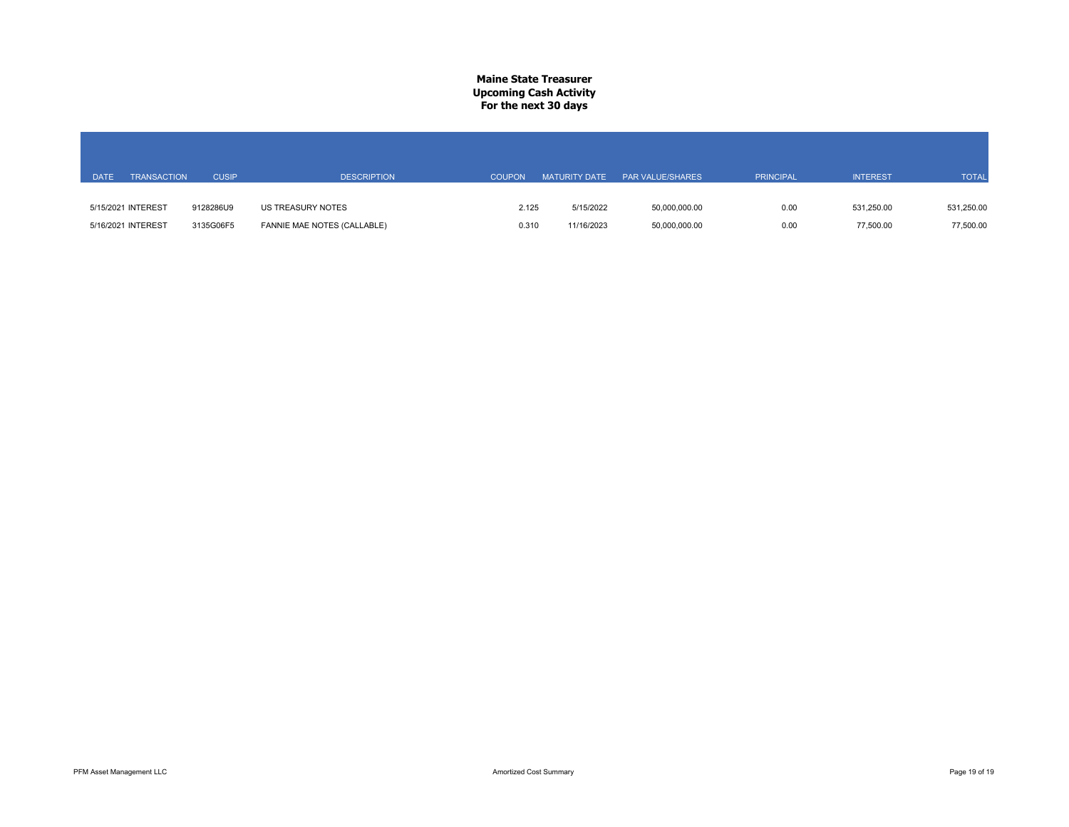# Maine State Treasurer
## Upcoming Cash Activity
### For the next 30 days

| DATE | TRANSACTION | CUSIP | DESCRIPTION | COUPON | MATURITY DATE | PAR VALUE/SHARES | PRINCIPAL | INTEREST | TOTAL |
|---|---|---|---|---|---|---|---|---|---|
| 5/15/2021 | INTEREST | 9128286U9 | US TREASURY NOTES | 2.125 | 5/15/2022 | 50,000,000.00 | 0.00 | 531,250.00 | 531,250.00 |
| 5/16/2021 | INTEREST | 3135G06F5 | FANNIE MAE NOTES (CALLABLE) | 0.310 | 11/16/2023 | 50,000,000.00 | 0.00 | 77,500.00 | 77,500.00 |

PFM Asset Management LLC

Amortized Cost Summary